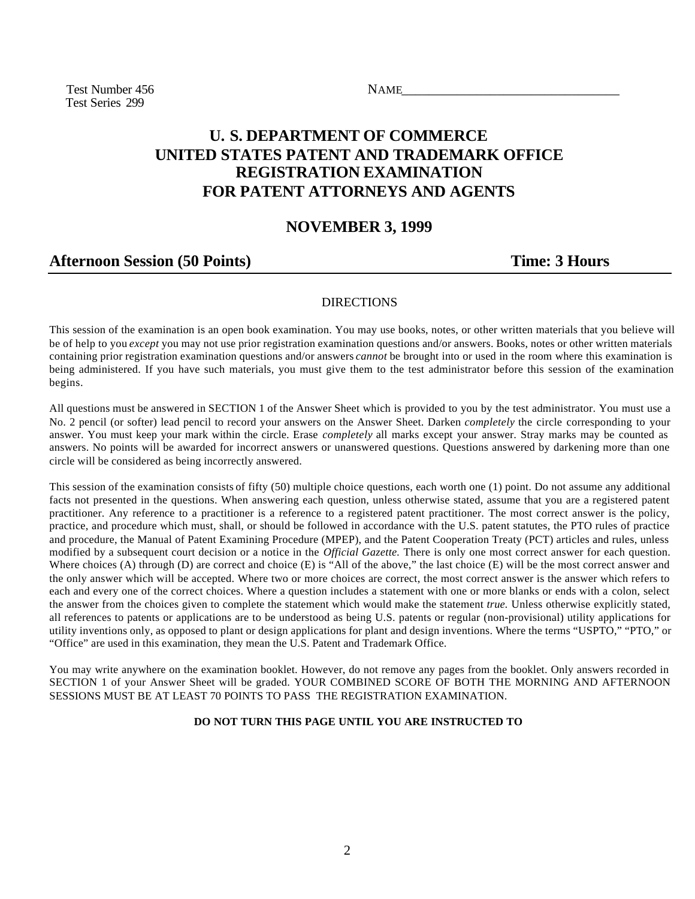Test Number 456
Test Series 299

NAME________________________________

# U. S. DEPARTMENT OF COMMERCE
# UNITED STATES PATENT AND TRADEMARK OFFICE
# REGISTRATION EXAMINATION
# FOR PATENT ATTORNEYS AND AGENTS

## NOVEMBER 3, 1999

## Afternoon Session (50 Points) Time: 3 Hours

DIRECTIONS

This session of the examination is an open book examination. You may use books, notes, or other written materials that you believe will be of help to you *except* you may not use prior registration examination questions and/or answers. Books, notes or other written materials containing prior registration examination questions and/or answers *cannot* be brought into or used in the room where this examination is being administered. If you have such materials, you must give them to the test administrator before this session of the examination begins.

All questions must be answered in SECTION 1 of the Answer Sheet which is provided to you by the test administrator. You must use a No. 2 pencil (or softer) lead pencil to record your answers on the Answer Sheet. Darken *completely* the circle corresponding to your answer. You must keep your mark within the circle. Erase *completely* all marks except your answer. Stray marks may be counted as answers. No points will be awarded for incorrect answers or unanswered questions. Questions answered by darkening more than one circle will be considered as being incorrectly answered.

This session of the examination consists of fifty (50) multiple choice questions, each worth one (1) point. Do not assume any additional facts not presented in the questions. When answering each question, unless otherwise stated, assume that you are a registered patent practitioner. Any reference to a practitioner is a reference to a registered patent practitioner. The most correct answer is the policy, practice, and procedure which must, shall, or should be followed in accordance with the U.S. patent statutes, the PTO rules of practice and procedure, the Manual of Patent Examining Procedure (MPEP), and the Patent Cooperation Treaty (PCT) articles and rules, unless modified by a subsequent court decision or a notice in the *Official Gazette.* There is only one most correct answer for each question. Where choices (A) through (D) are correct and choice (E) is "All of the above," the last choice (E) will be the most correct answer and the only answer which will be accepted. Where two or more choices are correct, the most correct answer is the answer which refers to each and every one of the correct choices. Where a question includes a statement with one or more blanks or ends with a colon, select the answer from the choices given to complete the statement which would make the statement *true.* Unless otherwise explicitly stated, all references to patents or applications are to be understood as being U.S. patents or regular (non-provisional) utility applications for utility inventions only, as opposed to plant or design applications for plant and design inventions. Where the terms "USPTO," "PTO," or "Office" are used in this examination, they mean the U.S. Patent and Trademark Office.

You may write anywhere on the examination booklet. However, do not remove any pages from the booklet. Only answers recorded in SECTION 1 of your Answer Sheet will be graded. YOUR COMBINED SCORE OF BOTH THE MORNING AND AFTERNOON SESSIONS MUST BE AT LEAST 70 POINTS TO PASS THE REGISTRATION EXAMINATION.

**DO NOT TURN THIS PAGE UNTIL YOU ARE INSTRUCTED TO**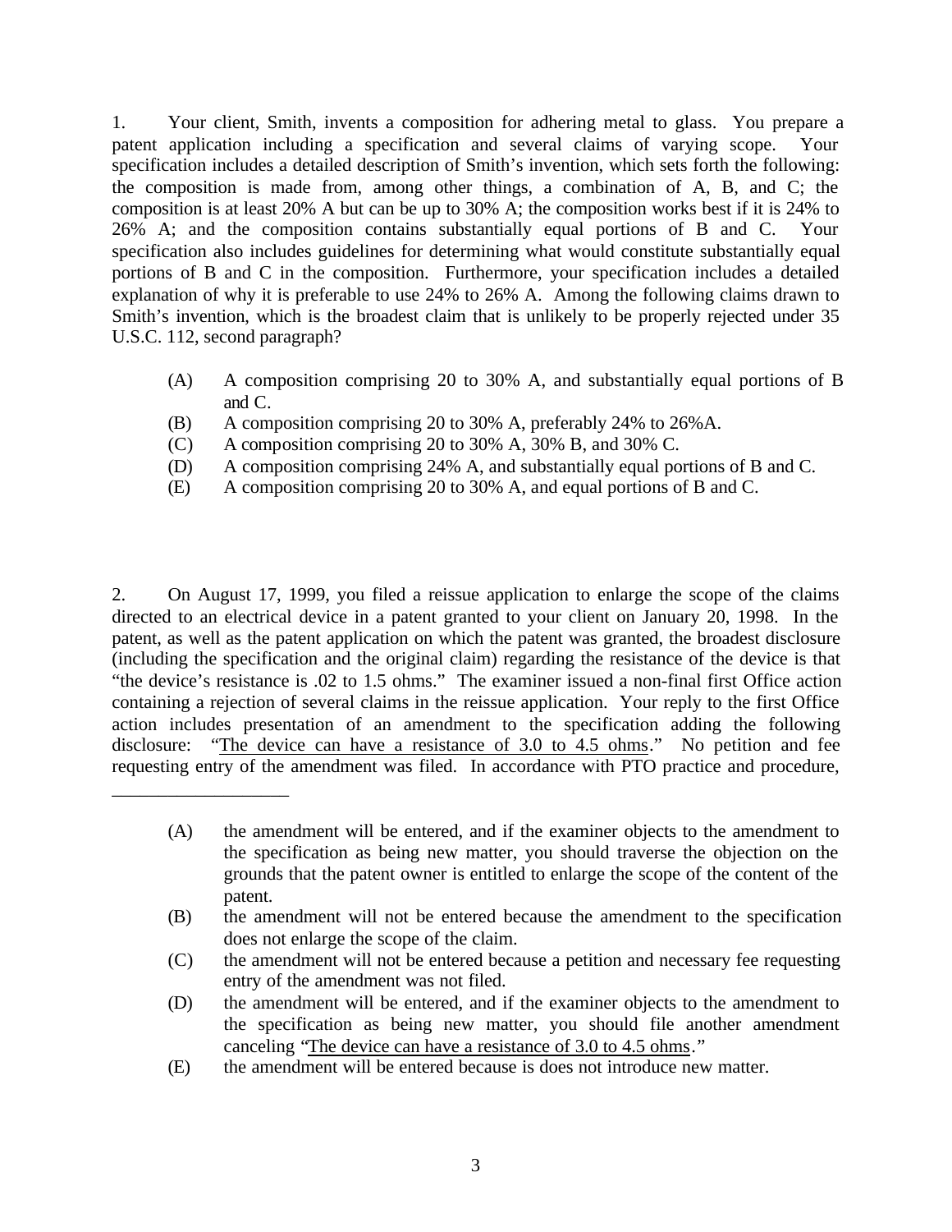1. Your client, Smith, invents a composition for adhering metal to glass. You prepare a patent application including a specification and several claims of varying scope. Your specification includes a detailed description of Smith's invention, which sets forth the following: the composition is made from, among other things, a combination of A, B, and C; the composition is at least 20% A but can be up to 30% A; the composition works best if it is 24% to 26% A; and the composition contains substantially equal portions of B and C. Your specification also includes guidelines for determining what would constitute substantially equal portions of B and C in the composition. Furthermore, your specification includes a detailed explanation of why it is preferable to use 24% to 26% A. Among the following claims drawn to Smith's invention, which is the broadest claim that is unlikely to be properly rejected under 35 U.S.C. 112, second paragraph?

(A) A composition comprising 20 to 30% A, and substantially equal portions of B and C.
(B) A composition comprising 20 to 30% A, preferably 24% to 26%A.
(C) A composition comprising 20 to 30% A, 30% B, and 30% C.
(D) A composition comprising 24% A, and substantially equal portions of B and C.
(E) A composition comprising 20 to 30% A, and equal portions of B and C.

2. On August 17, 1999, you filed a reissue application to enlarge the scope of the claims directed to an electrical device in a patent granted to your client on January 20, 1998. In the patent, as well as the patent application on which the patent was granted, the broadest disclosure (including the specification and the original claim) regarding the resistance of the device is that "the device's resistance is .02 to 1.5 ohms." The examiner issued a non-final first Office action containing a rejection of several claims in the reissue application. Your reply to the first Office action includes presentation of an amendment to the specification adding the following disclosure: "<u>The device can have a resistance of 3.0 to 4.5 ohms</u>." No petition and fee requesting entry of the amendment was filed. In accordance with PTO practice and procedure, \_\_\_\_\_\_\_\_\_\_\_\_\_\_\_\_\_\_\_\_

(A) the amendment will be entered, and if the examiner objects to the amendment to the specification as being new matter, you should traverse the objection on the grounds that the patent owner is entitled to enlarge the scope of the content of the patent.
(B) the amendment will not be entered because the amendment to the specification does not enlarge the scope of the claim.
(C) the amendment will not be entered because a petition and necessary fee requesting entry of the amendment was not filed.
(D) the amendment will be entered, and if the examiner objects to the amendment to the specification as being new matter, you should file another amendment canceling "<u>The device can have a resistance of 3.0 to 4.5 ohms</u>."
(E) the amendment will be entered because is does not introduce new matter.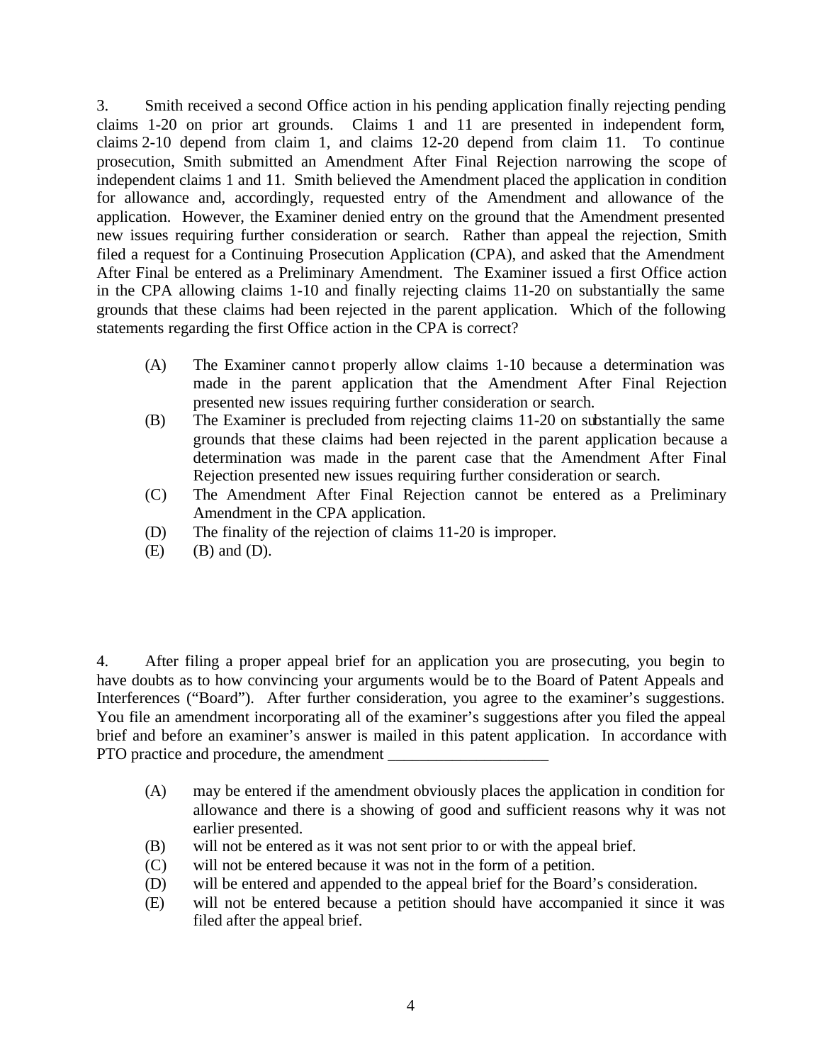3. Smith received a second Office action in his pending application finally rejecting pending claims 1-20 on prior art grounds. Claims 1 and 11 are presented in independent form, claims 2-10 depend from claim 1, and claims 12-20 depend from claim 11. To continue prosecution, Smith submitted an Amendment After Final Rejection narrowing the scope of independent claims 1 and 11. Smith believed the Amendment placed the application in condition for allowance and, accordingly, requested entry of the Amendment and allowance of the application. However, the Examiner denied entry on the ground that the Amendment presented new issues requiring further consideration or search. Rather than appeal the rejection, Smith filed a request for a Continuing Prosecution Application (CPA), and asked that the Amendment After Final be entered as a Preliminary Amendment. The Examiner issued a first Office action in the CPA allowing claims 1-10 and finally rejecting claims 11-20 on substantially the same grounds that these claims had been rejected in the parent application. Which of the following statements regarding the first Office action in the CPA is correct?

- (A) The Examiner cannot properly allow claims 1-10 because a determination was made in the parent application that the Amendment After Final Rejection presented new issues requiring further consideration or search.
- (B) The Examiner is precluded from rejecting claims 11-20 on substantially the same grounds that these claims had been rejected in the parent application because a determination was made in the parent case that the Amendment After Final Rejection presented new issues requiring further consideration or search.
- (C) The Amendment After Final Rejection cannot be entered as a Preliminary Amendment in the CPA application.
- (D) The finality of the rejection of claims 11-20 is improper.
- (E) (B) and (D).

4. After filing a proper appeal brief for an application you are prosecuting, you begin to have doubts as to how convincing your arguments would be to the Board of Patent Appeals and Interferences ("Board"). After further consideration, you agree to the examiner's suggestions. You file an amendment incorporating all of the examiner's suggestions after you filed the appeal brief and before an examiner's answer is mailed in this patent application. In accordance with PTO practice and procedure, the amendment ____________________

- (A) may be entered if the amendment obviously places the application in condition for allowance and there is a showing of good and sufficient reasons why it was not earlier presented.
- (B) will not be entered as it was not sent prior to or with the appeal brief.
- (C) will not be entered because it was not in the form of a petition.
- (D) will be entered and appended to the appeal brief for the Board's consideration.
- (E) will not be entered because a petition should have accompanied it since it was filed after the appeal brief.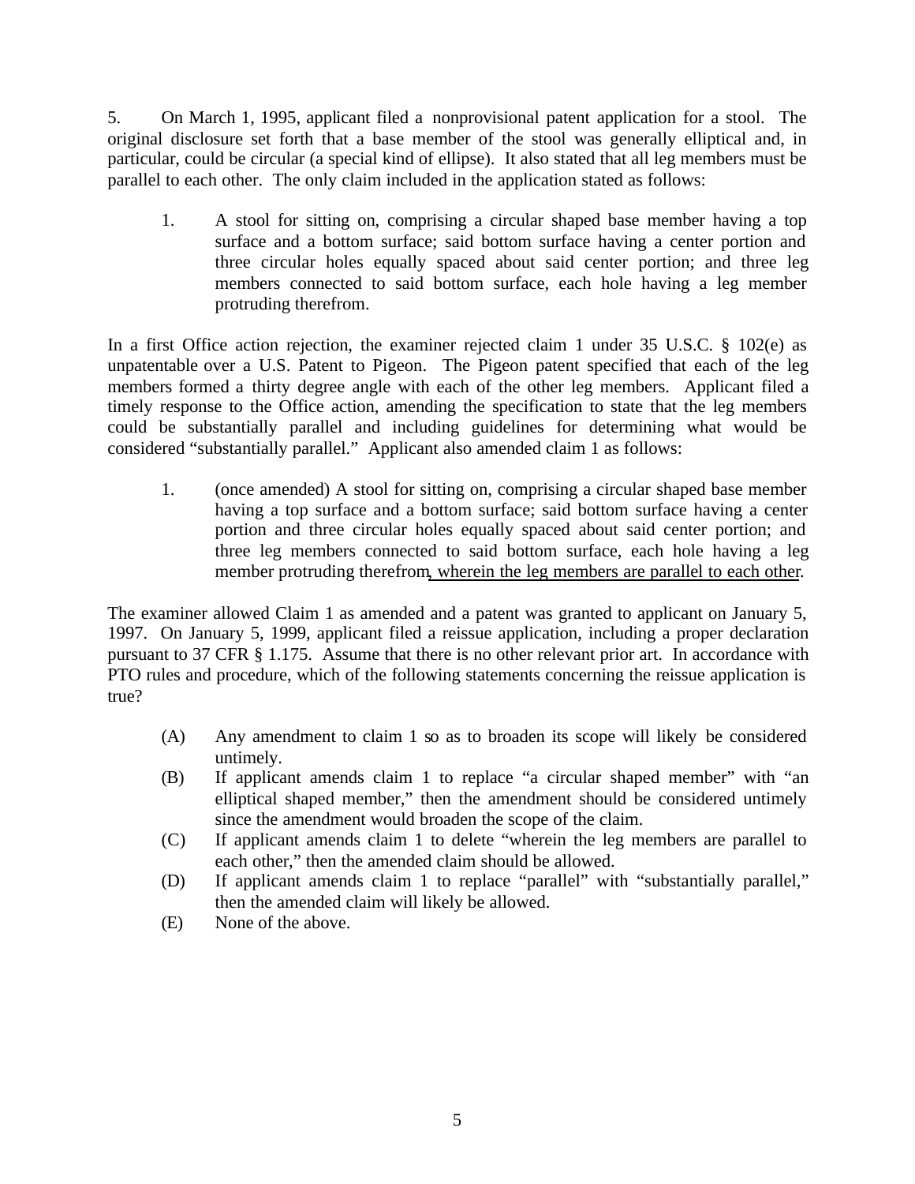5. On March 1, 1995, applicant filed a nonprovisional patent application for a stool. The original disclosure set forth that a base member of the stool was generally elliptical and, in particular, could be circular (a special kind of ellipse). It also stated that all leg members must be parallel to each other. The only claim included in the application stated as follows:

> 1. A stool for sitting on, comprising a circular shaped base member having a top surface and a bottom surface; said bottom surface having a center portion and three circular holes equally spaced about said center portion; and three leg members connected to said bottom surface, each hole having a leg member protruding therefrom.

In a first Office action rejection, the examiner rejected claim 1 under 35 U.S.C. § 102(e) as unpatentable over a U.S. Patent to Pigeon. The Pigeon patent specified that each of the leg members formed a thirty degree angle with each of the other leg members. Applicant filed a timely response to the Office action, amending the specification to state that the leg members could be substantially parallel and including guidelines for determining what would be considered "substantially parallel." Applicant also amended claim 1 as follows:

> 1. (once amended) A stool for sitting on, comprising a circular shaped base member having a top surface and a bottom surface; said bottom surface having a center portion and three circular holes equally spaced about said center portion; and three leg members connected to said bottom surface, each hole having a leg member protruding therefrom<u>, wherein the leg members are parallel to each other</u>.

The examiner allowed Claim 1 as amended and a patent was granted to applicant on January 5, 1997. On January 5, 1999, applicant filed a reissue application, including a proper declaration pursuant to 37 CFR § 1.175. Assume that there is no other relevant prior art. In accordance with PTO rules and procedure, which of the following statements concerning the reissue application is true?

(A) Any amendment to claim 1 so as to broaden its scope will likely be considered untimely.

(B) If applicant amends claim 1 to replace "a circular shaped member" with "an elliptical shaped member," then the amendment should be considered untimely since the amendment would broaden the scope of the claim.

(C) If applicant amends claim 1 to delete "wherein the leg members are parallel to each other," then the amended claim should be allowed.

(D) If applicant amends claim 1 to replace "parallel" with "substantially parallel," then the amended claim will likely be allowed.

(E) None of the above.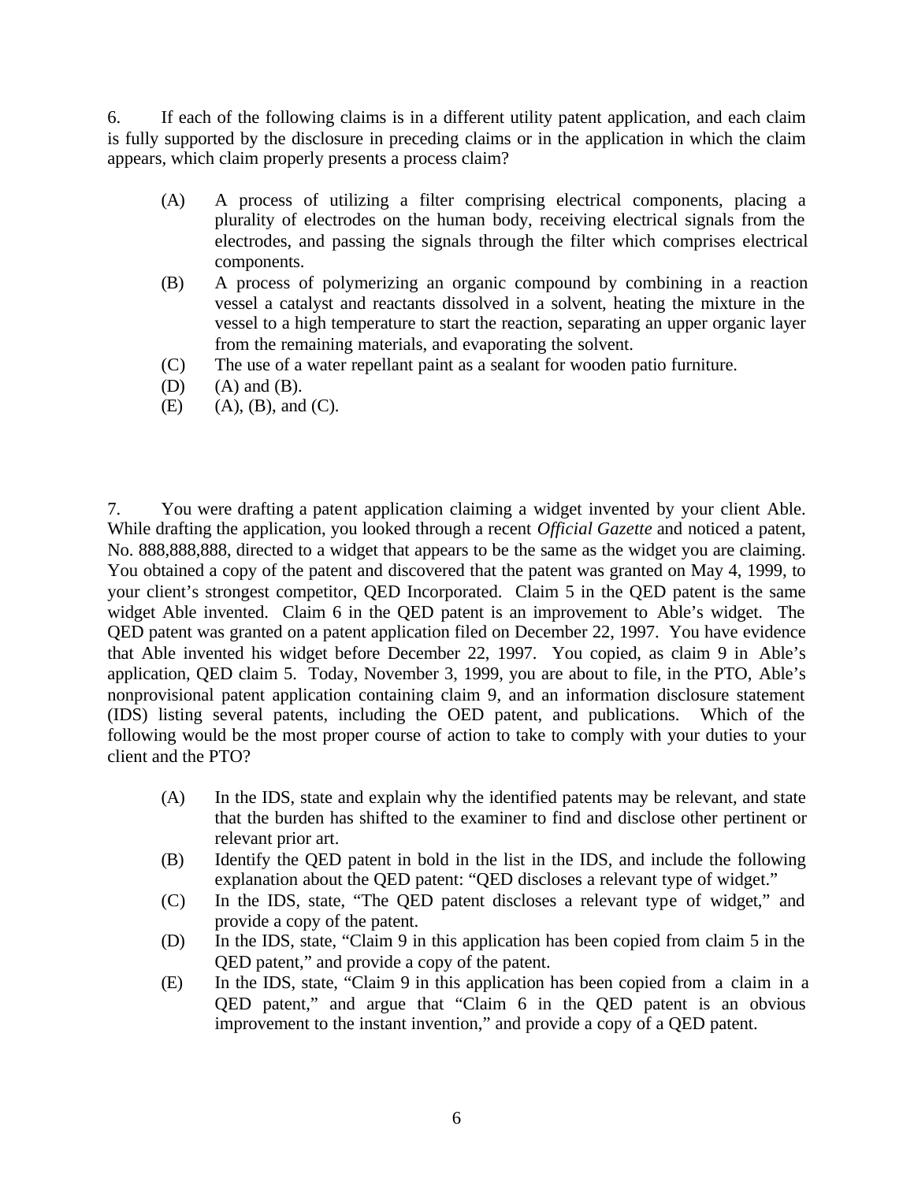6. If each of the following claims is in a different utility patent application, and each claim is fully supported by the disclosure in preceding claims or in the application in which the claim appears, which claim properly presents a process claim?

(A) A process of utilizing a filter comprising electrical components, placing a plurality of electrodes on the human body, receiving electrical signals from the electrodes, and passing the signals through the filter which comprises electrical components.

(B) A process of polymerizing an organic compound by combining in a reaction vessel a catalyst and reactants dissolved in a solvent, heating the mixture in the vessel to a high temperature to start the reaction, separating an upper organic layer from the remaining materials, and evaporating the solvent.

(C) The use of a water repellant paint as a sealant for wooden patio furniture.

(D) (A) and (B).

(E) (A), (B), and (C).

7. You were drafting a patent application claiming a widget invented by your client Able. While drafting the application, you looked through a recent *Official Gazette* and noticed a patent, No. 888,888,888, directed to a widget that appears to be the same as the widget you are claiming. You obtained a copy of the patent and discovered that the patent was granted on May 4, 1999, to your client's strongest competitor, QED Incorporated. Claim 5 in the QED patent is the same widget Able invented. Claim 6 in the QED patent is an improvement to Able's widget. The QED patent was granted on a patent application filed on December 22, 1997. You have evidence that Able invented his widget before December 22, 1997. You copied, as claim 9 in Able's application, QED claim 5. Today, November 3, 1999, you are about to file, in the PTO, Able's nonprovisional patent application containing claim 9, and an information disclosure statement (IDS) listing several patents, including the OED patent, and publications. Which of the following would be the most proper course of action to take to comply with your duties to your client and the PTO?

(A) In the IDS, state and explain why the identified patents may be relevant, and state that the burden has shifted to the examiner to find and disclose other pertinent or relevant prior art.

(B) Identify the QED patent in bold in the list in the IDS, and include the following explanation about the QED patent: "QED discloses a relevant type of widget."

(C) In the IDS, state, "The QED patent discloses a relevant type of widget," and provide a copy of the patent.

(D) In the IDS, state, "Claim 9 in this application has been copied from claim 5 in the QED patent," and provide a copy of the patent.

(E) In the IDS, state, "Claim 9 in this application has been copied from a claim in a QED patent," and argue that "Claim 6 in the QED patent is an obvious improvement to the instant invention," and provide a copy of a QED patent.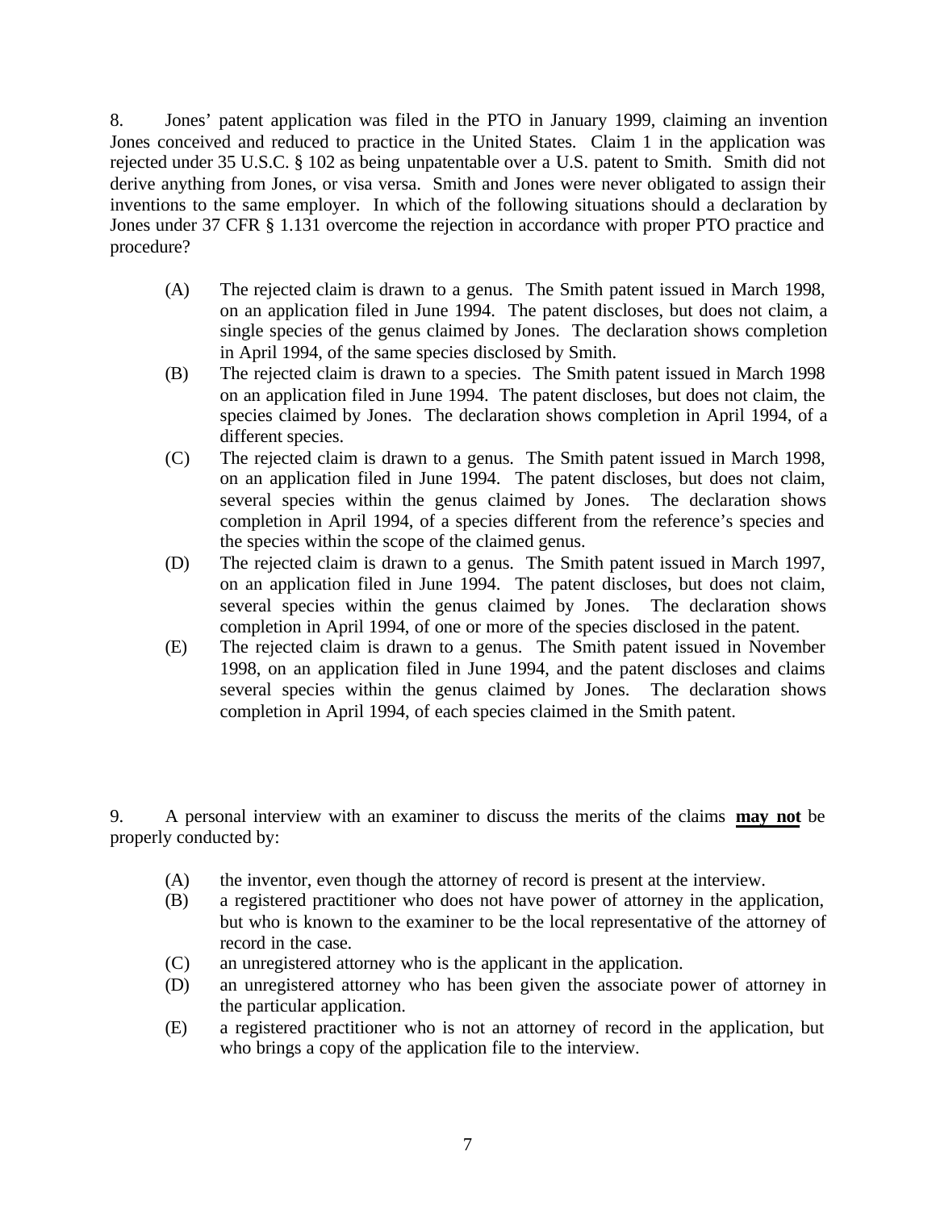8. Jones' patent application was filed in the PTO in January 1999, claiming an invention Jones conceived and reduced to practice in the United States. Claim 1 in the application was rejected under 35 U.S.C. § 102 as being unpatentable over a U.S. patent to Smith. Smith did not derive anything from Jones, or visa versa. Smith and Jones were never obligated to assign their inventions to the same employer. In which of the following situations should a declaration by Jones under 37 CFR § 1.131 overcome the rejection in accordance with proper PTO practice and procedure?

(A) The rejected claim is drawn to a genus. The Smith patent issued in March 1998, on an application filed in June 1994. The patent discloses, but does not claim, a single species of the genus claimed by Jones. The declaration shows completion in April 1994, of the same species disclosed by Smith.

(B) The rejected claim is drawn to a species. The Smith patent issued in March 1998 on an application filed in June 1994. The patent discloses, but does not claim, the species claimed by Jones. The declaration shows completion in April 1994, of a different species.

(C) The rejected claim is drawn to a genus. The Smith patent issued in March 1998, on an application filed in June 1994. The patent discloses, but does not claim, several species within the genus claimed by Jones. The declaration shows completion in April 1994, of a species different from the reference's species and the species within the scope of the claimed genus.

(D) The rejected claim is drawn to a genus. The Smith patent issued in March 1997, on an application filed in June 1994. The patent discloses, but does not claim, several species within the genus claimed by Jones. The declaration shows completion in April 1994, of one or more of the species disclosed in the patent.

(E) The rejected claim is drawn to a genus. The Smith patent issued in November 1998, on an application filed in June 1994, and the patent discloses and claims several species within the genus claimed by Jones. The declaration shows completion in April 1994, of each species claimed in the Smith patent.

9. A personal interview with an examiner to discuss the merits of the claims **may not** be properly conducted by:

(A) the inventor, even though the attorney of record is present at the interview.

(B) a registered practitioner who does not have power of attorney in the application, but who is known to the examiner to be the local representative of the attorney of record in the case.

(C) an unregistered attorney who is the applicant in the application.

(D) an unregistered attorney who has been given the associate power of attorney in the particular application.

(E) a registered practitioner who is not an attorney of record in the application, but who brings a copy of the application file to the interview.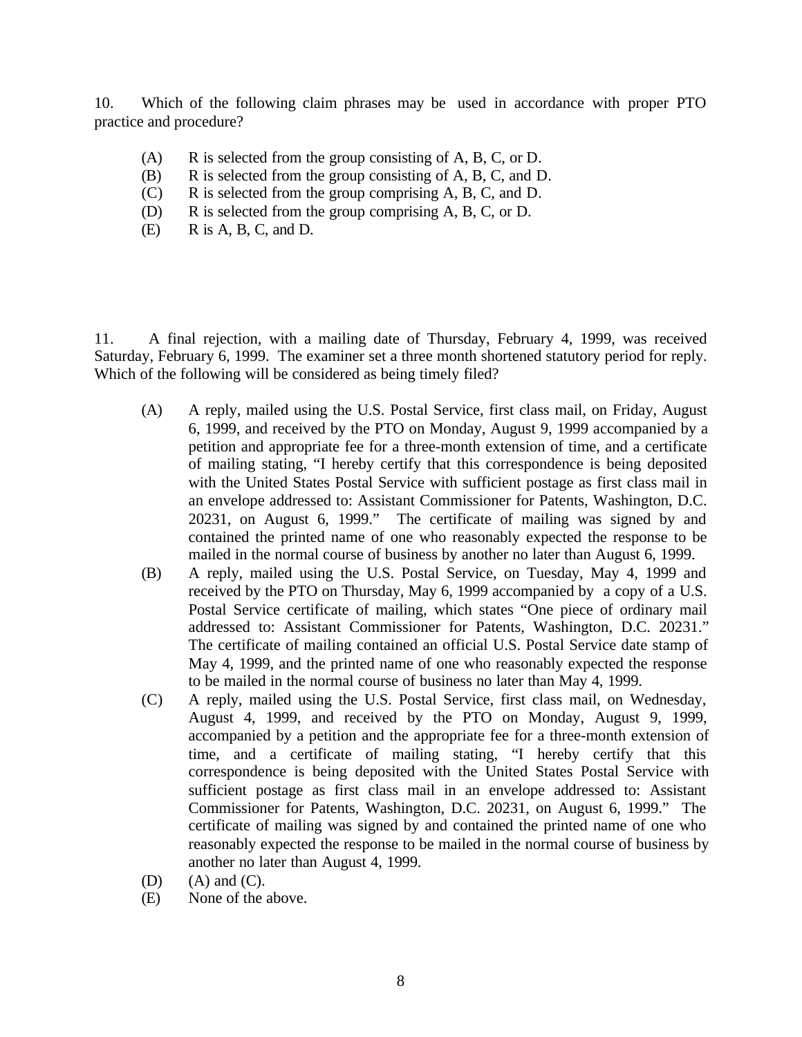10. Which of the following claim phrases may be used in accordance with proper PTO practice and procedure?

(A) R is selected from the group consisting of A, B, C, or D.
(B) R is selected from the group consisting of A, B, C, and D.
(C) R is selected from the group comprising A, B, C, and D.
(D) R is selected from the group comprising A, B, C, or D.
(E) R is A, B, C, and D.

11. A final rejection, with a mailing date of Thursday, February 4, 1999, was received Saturday, February 6, 1999. The examiner set a three month shortened statutory period for reply. Which of the following will be considered as being timely filed?

(A) A reply, mailed using the U.S. Postal Service, first class mail, on Friday, August 6, 1999, and received by the PTO on Monday, August 9, 1999 accompanied by a petition and appropriate fee for a three-month extension of time, and a certificate of mailing stating, "I hereby certify that this correspondence is being deposited with the United States Postal Service with sufficient postage as first class mail in an envelope addressed to: Assistant Commissioner for Patents, Washington, D.C. 20231, on August 6, 1999." The certificate of mailing was signed by and contained the printed name of one who reasonably expected the response to be mailed in the normal course of business by another no later than August 6, 1999.
(B) A reply, mailed using the U.S. Postal Service, on Tuesday, May 4, 1999 and received by the PTO on Thursday, May 6, 1999 accompanied by a copy of a U.S. Postal Service certificate of mailing, which states "One piece of ordinary mail addressed to: Assistant Commissioner for Patents, Washington, D.C. 20231." The certificate of mailing contained an official U.S. Postal Service date stamp of May 4, 1999, and the printed name of one who reasonably expected the response to be mailed in the normal course of business no later than May 4, 1999.
(C) A reply, mailed using the U.S. Postal Service, first class mail, on Wednesday, August 4, 1999, and received by the PTO on Monday, August 9, 1999, accompanied by a petition and the appropriate fee for a three-month extension of time, and a certificate of mailing stating, "I hereby certify that this correspondence is being deposited with the United States Postal Service with sufficient postage as first class mail in an envelope addressed to: Assistant Commissioner for Patents, Washington, D.C. 20231, on August 6, 1999." The certificate of mailing was signed by and contained the printed name of one who reasonably expected the response to be mailed in the normal course of business by another no later than August 4, 1999.
(D) (A) and (C).
(E) None of the above.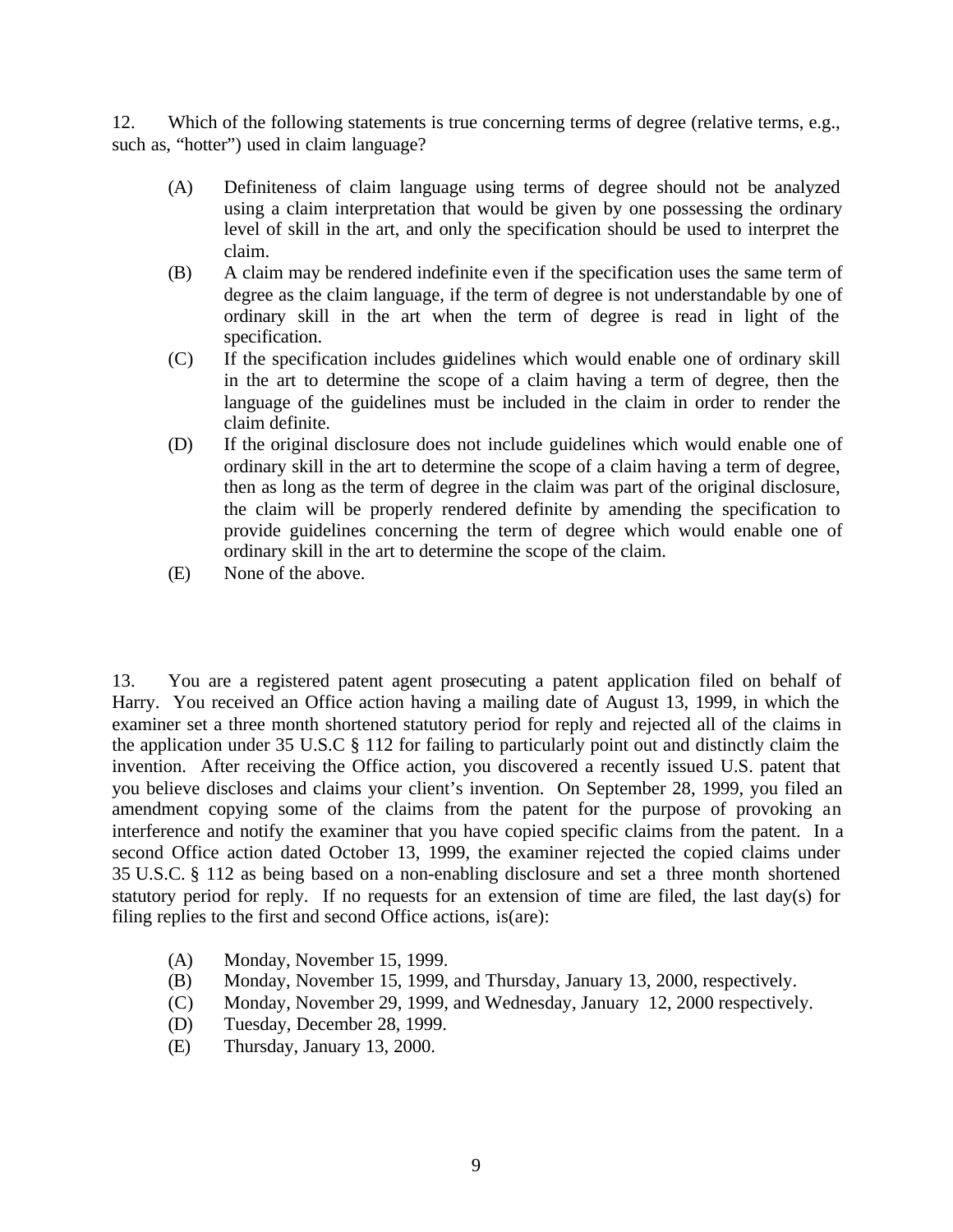12. Which of the following statements is true concerning terms of degree (relative terms, e.g., such as, "hotter") used in claim language?

(A) Definiteness of claim language using terms of degree should not be analyzed using a claim interpretation that would be given by one possessing the ordinary level of skill in the art, and only the specification should be used to interpret the claim.

(B) A claim may be rendered indefinite even if the specification uses the same term of degree as the claim language, if the term of degree is not understandable by one of ordinary skill in the art when the term of degree is read in light of the specification.

(C) If the specification includes guidelines which would enable one of ordinary skill in the art to determine the scope of a claim having a term of degree, then the language of the guidelines must be included in the claim in order to render the claim definite.

(D) If the original disclosure does not include guidelines which would enable one of ordinary skill in the art to determine the scope of a claim having a term of degree, then as long as the term of degree in the claim was part of the original disclosure, the claim will be properly rendered definite by amending the specification to provide guidelines concerning the term of degree which would enable one of ordinary skill in the art to determine the scope of the claim.

(E) None of the above.

13. You are a registered patent agent prosecuting a patent application filed on behalf of Harry. You received an Office action having a mailing date of August 13, 1999, in which the examiner set a three month shortened statutory period for reply and rejected all of the claims in the application under 35 U.S.C § 112 for failing to particularly point out and distinctly claim the invention. After receiving the Office action, you discovered a recently issued U.S. patent that you believe discloses and claims your client's invention. On September 28, 1999, you filed an amendment copying some of the claims from the patent for the purpose of provoking an interference and notify the examiner that you have copied specific claims from the patent. In a second Office action dated October 13, 1999, the examiner rejected the copied claims under 35 U.S.C. § 112 as being based on a non-enabling disclosure and set a three month shortened statutory period for reply. If no requests for an extension of time are filed, the last day(s) for filing replies to the first and second Office actions, is(are):

(A) Monday, November 15, 1999.

(B) Monday, November 15, 1999, and Thursday, January 13, 2000, respectively.

(C) Monday, November 29, 1999, and Wednesday, January 12, 2000 respectively.

(D) Tuesday, December 28, 1999.

(E) Thursday, January 13, 2000.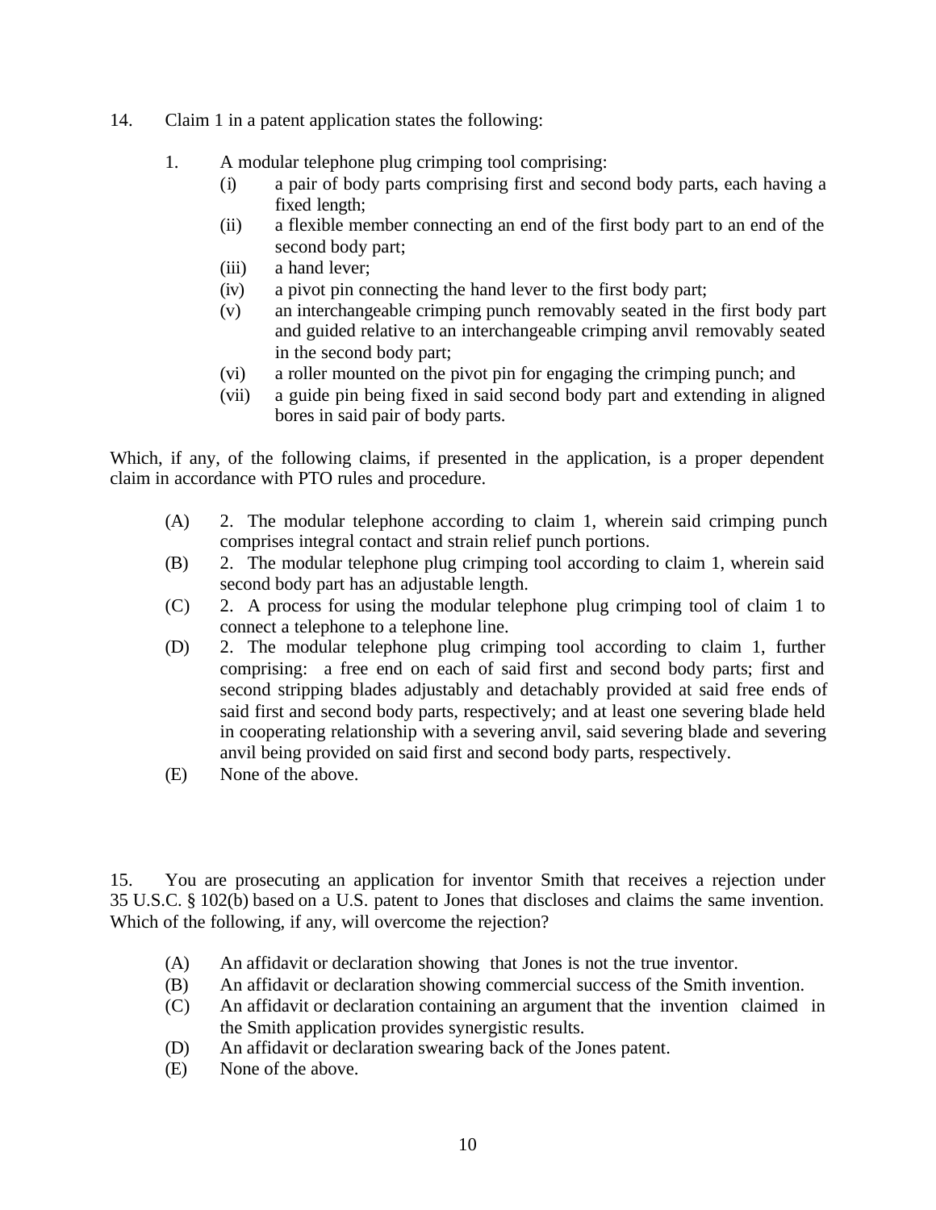14. Claim 1 in a patent application states the following:

 1. A modular telephone plug crimping tool comprising:
   - (i) a pair of body parts comprising first and second body parts, each having a fixed length;
   - (ii) a flexible member connecting an end of the first body part to an end of the second body part;
   - (iii) a hand lever;
   - (iv) a pivot pin connecting the hand lever to the first body part;
   - (v) an interchangeable crimping punch removably seated in the first body part and guided relative to an interchangeable crimping anvil removably seated in the second body part;
   - (vi) a roller mounted on the pivot pin for engaging the crimping punch; and
   - (vii) a guide pin being fixed in said second body part and extending in aligned bores in said pair of body parts.

Which, if any, of the following claims, if presented in the application, is a proper dependent claim in accordance with PTO rules and procedure.

- (A) 2. The modular telephone according to claim 1, wherein said crimping punch comprises integral contact and strain relief punch portions.
- (B) 2. The modular telephone plug crimping tool according to claim 1, wherein said second body part has an adjustable length.
- (C) 2. A process for using the modular telephone plug crimping tool of claim 1 to connect a telephone to a telephone line.
- (D) 2. The modular telephone plug crimping tool according to claim 1, further comprising: a free end on each of said first and second body parts; first and second stripping blades adjustably and detachably provided at said free ends of said first and second body parts, respectively; and at least one severing blade held in cooperating relationship with a severing anvil, said severing blade and severing anvil being provided on said first and second body parts, respectively.
- (E) None of the above.

15. You are prosecuting an application for inventor Smith that receives a rejection under 35 U.S.C. § 102(b) based on a U.S. patent to Jones that discloses and claims the same invention. Which of the following, if any, will overcome the rejection?

- (A) An affidavit or declaration showing that Jones is not the true inventor.
- (B) An affidavit or declaration showing commercial success of the Smith invention.
- (C) An affidavit or declaration containing an argument that the invention claimed in the Smith application provides synergistic results.
- (D) An affidavit or declaration swearing back of the Jones patent.
- (E) None of the above.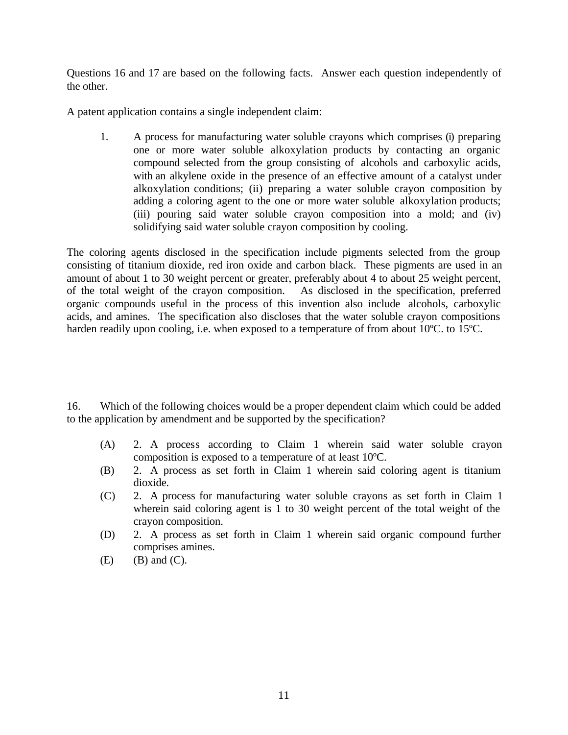Questions 16 and 17 are based on the following facts. Answer each question independently of the other.

A patent application contains a single independent claim:

1. A process for manufacturing water soluble crayons which comprises (i) preparing one or more water soluble alkoxylation products by contacting an organic compound selected from the group consisting of alcohols and carboxylic acids, with an alkylene oxide in the presence of an effective amount of a catalyst under alkoxylation conditions; (ii) preparing a water soluble crayon composition by adding a coloring agent to the one or more water soluble alkoxylation products; (iii) pouring said water soluble crayon composition into a mold; and (iv) solidifying said water soluble crayon composition by cooling.

The coloring agents disclosed in the specification include pigments selected from the group consisting of titanium dioxide, red iron oxide and carbon black. These pigments are used in an amount of about 1 to 30 weight percent or greater, preferably about 4 to about 25 weight percent, of the total weight of the crayon composition. As disclosed in the specification, preferred organic compounds useful in the process of this invention also include alcohols, carboxylic acids, and amines. The specification also discloses that the water soluble crayon compositions harden readily upon cooling, i.e. when exposed to a temperature of from about 10ºC. to 15ºC.

16. Which of the following choices would be a proper dependent claim which could be added to the application by amendment and be supported by the specification?

(A) 2. A process according to Claim 1 wherein said water soluble crayon composition is exposed to a temperature of at least 10ºC.

(B) 2. A process as set forth in Claim 1 wherein said coloring agent is titanium dioxide.

(C) 2. A process for manufacturing water soluble crayons as set forth in Claim 1 wherein said coloring agent is 1 to 30 weight percent of the total weight of the crayon composition.

(D) 2. A process as set forth in Claim 1 wherein said organic compound further comprises amines.

(E) (B) and (C).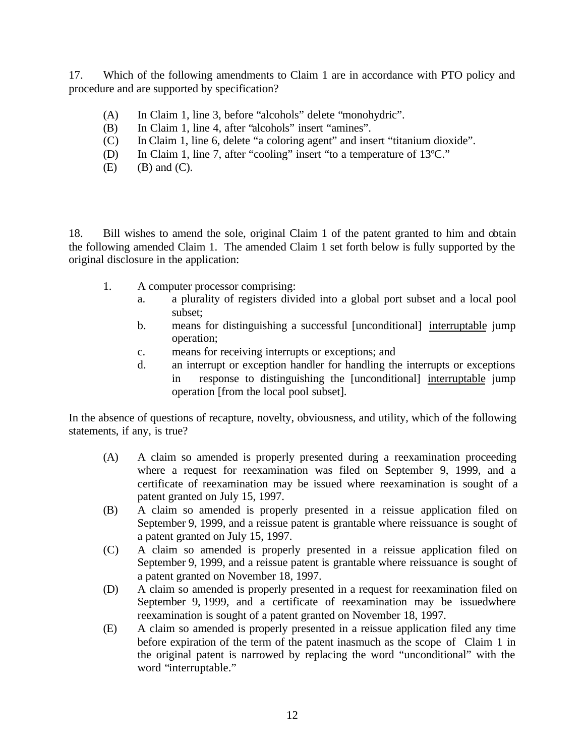17. Which of the following amendments to Claim 1 are in accordance with PTO policy and procedure and are supported by specification?

(A) In Claim 1, line 3, before "alcohols" delete "monohydric".
(B) In Claim 1, line 4, after "alcohols" insert "amines".
(C) In Claim 1, line 6, delete "a coloring agent" and insert "titanium dioxide".
(D) In Claim 1, line 7, after "cooling" insert "to a temperature of 13ºC."
(E) (B) and (C).

18. Bill wishes to amend the sole, original Claim 1 of the patent granted to him and obtain the following amended Claim 1. The amended Claim 1 set forth below is fully supported by the original disclosure in the application:

1. A computer processor comprising:
   a. a plurality of registers divided into a global port subset and a local pool subset;
   b. means for distinguishing a successful [unconditional] <u>interruptable</u> jump operation;
   c. means for receiving interrupts or exceptions; and
   d. an interrupt or exception handler for handling the interrupts or exceptions in response to distinguishing the [unconditional] <u>interruptable</u> jump operation [from the local pool subset].

In the absence of questions of recapture, novelty, obviousness, and utility, which of the following statements, if any, is true?

(A) A claim so amended is properly presented during a reexamination proceeding where a request for reexamination was filed on September 9, 1999, and a certificate of reexamination may be issued where reexamination is sought of a patent granted on July 15, 1997.
(B) A claim so amended is properly presented in a reissue application filed on September 9, 1999, and a reissue patent is grantable where reissuance is sought of a patent granted on July 15, 1997.
(C) A claim so amended is properly presented in a reissue application filed on September 9, 1999, and a reissue patent is grantable where reissuance is sought of a patent granted on November 18, 1997.
(D) A claim so amended is properly presented in a request for reexamination filed on September 9, 1999, and a certificate of reexamination may be issuedwhere reexamination is sought of a patent granted on November 18, 1997.
(E) A claim so amended is properly presented in a reissue application filed any time before expiration of the term of the patent inasmuch as the scope of Claim 1 in the original patent is narrowed by replacing the word "unconditional" with the word "interruptable."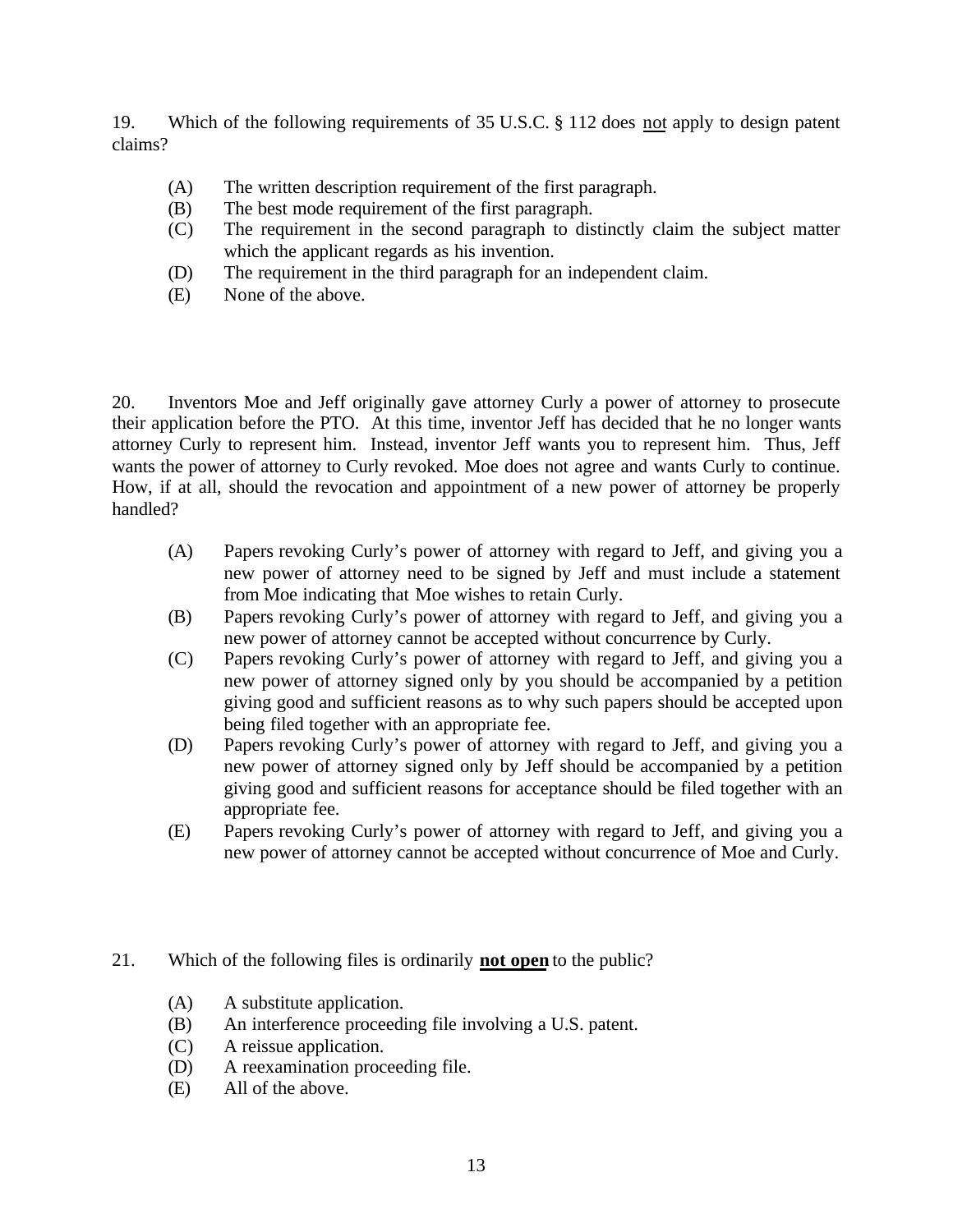19. Which of the following requirements of 35 U.S.C. § 112 does not apply to design patent claims?

(A) The written description requirement of the first paragraph.
(B) The best mode requirement of the first paragraph.
(C) The requirement in the second paragraph to distinctly claim the subject matter which the applicant regards as his invention.
(D) The requirement in the third paragraph for an independent claim.
(E) None of the above.

20. Inventors Moe and Jeff originally gave attorney Curly a power of attorney to prosecute their application before the PTO. At this time, inventor Jeff has decided that he no longer wants attorney Curly to represent him. Instead, inventor Jeff wants you to represent him. Thus, Jeff wants the power of attorney to Curly revoked. Moe does not agree and wants Curly to continue. How, if at all, should the revocation and appointment of a new power of attorney be properly handled?

(A) Papers revoking Curly's power of attorney with regard to Jeff, and giving you a new power of attorney need to be signed by Jeff and must include a statement from Moe indicating that Moe wishes to retain Curly.
(B) Papers revoking Curly's power of attorney with regard to Jeff, and giving you a new power of attorney cannot be accepted without concurrence by Curly.
(C) Papers revoking Curly's power of attorney with regard to Jeff, and giving you a new power of attorney signed only by you should be accompanied by a petition giving good and sufficient reasons as to why such papers should be accepted upon being filed together with an appropriate fee.
(D) Papers revoking Curly's power of attorney with regard to Jeff, and giving you a new power of attorney signed only by Jeff should be accompanied by a petition giving good and sufficient reasons for acceptance should be filed together with an appropriate fee.
(E) Papers revoking Curly's power of attorney with regard to Jeff, and giving you a new power of attorney cannot be accepted without concurrence of Moe and Curly.

21. Which of the following files is ordinarily **not open** to the public?

(A) A substitute application.
(B) An interference proceeding file involving a U.S. patent.
(C) A reissue application.
(D) A reexamination proceeding file.
(E) All of the above.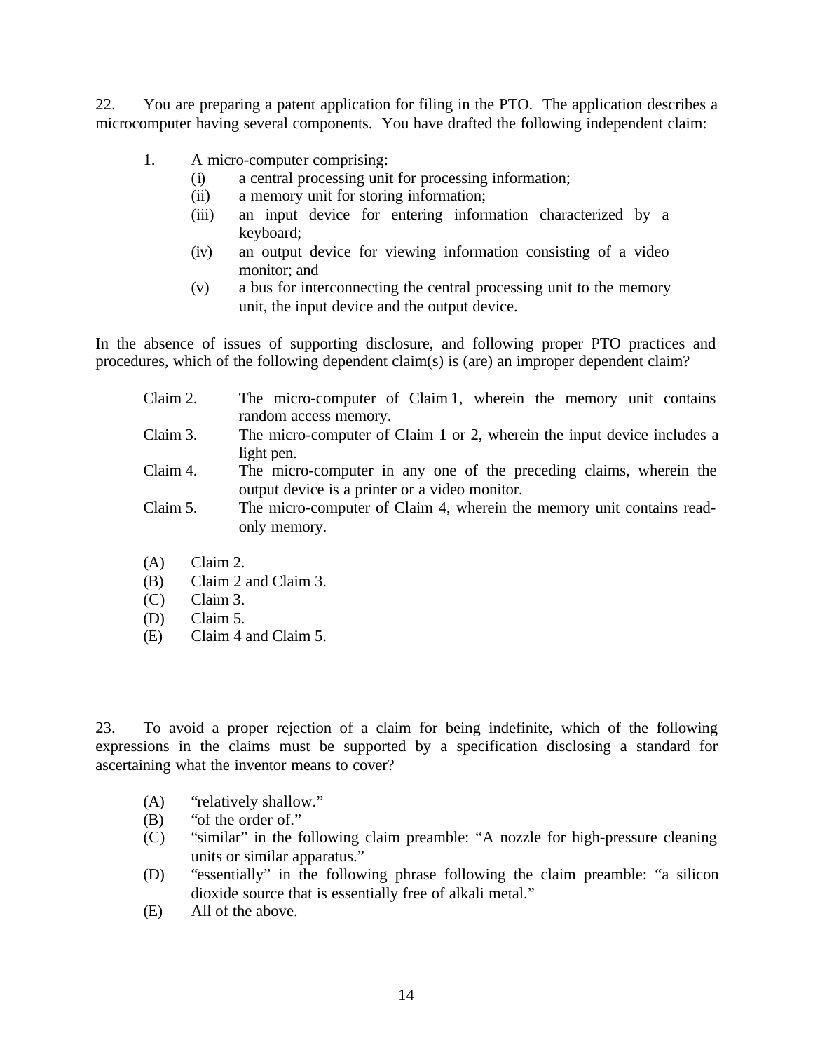22. You are preparing a patent application for filing in the PTO. The application describes a microcomputer having several components. You have drafted the following independent claim:

1. A micro-computer comprising:
   - (i) a central processing unit for processing information;
   - (ii) a memory unit for storing information;
   - (iii) an input device for entering information characterized by a keyboard;
   - (iv) an output device for viewing information consisting of a video monitor; and
   - (v) a bus for interconnecting the central processing unit to the memory unit, the input device and the output device.

In the absence of issues of supporting disclosure, and following proper PTO practices and procedures, which of the following dependent claim(s) is (are) an improper dependent claim?

Claim 2. The micro-computer of Claim 1, wherein the memory unit contains random access memory.

Claim 3. The micro-computer of Claim 1 or 2, wherein the input device includes a light pen.

Claim 4. The micro-computer in any one of the preceding claims, wherein the output device is a printer or a video monitor.

Claim 5. The micro-computer of Claim 4, wherein the memory unit contains read-only memory.

(A) Claim 2.
(B) Claim 2 and Claim 3.
(C) Claim 3.
(D) Claim 5.
(E) Claim 4 and Claim 5.

23. To avoid a proper rejection of a claim for being indefinite, which of the following expressions in the claims must be supported by a specification disclosing a standard for ascertaining what the inventor means to cover?

(A) "relatively shallow."
(B) "of the order of."
(C) "similar" in the following claim preamble: "A nozzle for high-pressure cleaning units or similar apparatus."
(D) "essentially" in the following phrase following the claim preamble: "a silicon dioxide source that is essentially free of alkali metal."
(E) All of the above.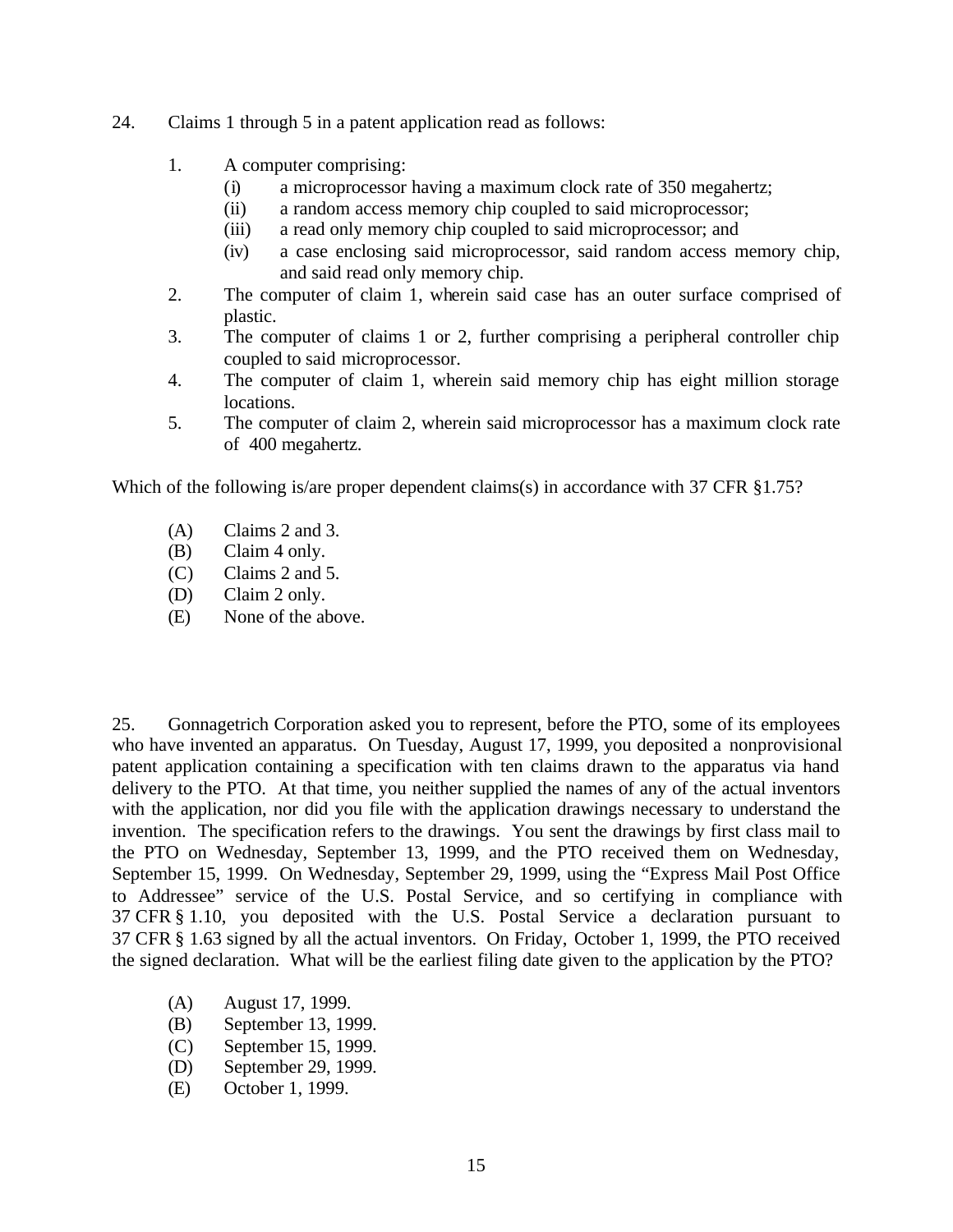24. Claims 1 through 5 in a patent application read as follows:

1. A computer comprising:
   (i) a microprocessor having a maximum clock rate of 350 megahertz;
   (ii) a random access memory chip coupled to said microprocessor;
   (iii) a read only memory chip coupled to said microprocessor; and
   (iv) a case enclosing said microprocessor, said random access memory chip, and said read only memory chip.
2. The computer of claim 1, wherein said case has an outer surface comprised of plastic.
3. The computer of claims 1 or 2, further comprising a peripheral controller chip coupled to said microprocessor.
4. The computer of claim 1, wherein said memory chip has eight million storage locations.
5. The computer of claim 2, wherein said microprocessor has a maximum clock rate of 400 megahertz.

Which of the following is/are proper dependent claims(s) in accordance with 37 CFR §1.75?

(A) Claims 2 and 3.
(B) Claim 4 only.
(C) Claims 2 and 5.
(D) Claim 2 only.
(E) None of the above.

25. Gonnagetrich Corporation asked you to represent, before the PTO, some of its employees who have invented an apparatus. On Tuesday, August 17, 1999, you deposited a nonprovisional patent application containing a specification with ten claims drawn to the apparatus via hand delivery to the PTO. At that time, you neither supplied the names of any of the actual inventors with the application, nor did you file with the application drawings necessary to understand the invention. The specification refers to the drawings. You sent the drawings by first class mail to the PTO on Wednesday, September 13, 1999, and the PTO received them on Wednesday, September 15, 1999. On Wednesday, September 29, 1999, using the "Express Mail Post Office to Addressee" service of the U.S. Postal Service, and so certifying in compliance with 37 CFR § 1.10, you deposited with the U.S. Postal Service a declaration pursuant to 37 CFR § 1.63 signed by all the actual inventors. On Friday, October 1, 1999, the PTO received the signed declaration. What will be the earliest filing date given to the application by the PTO?

(A) August 17, 1999.
(B) September 13, 1999.
(C) September 15, 1999.
(D) September 29, 1999.
(E) October 1, 1999.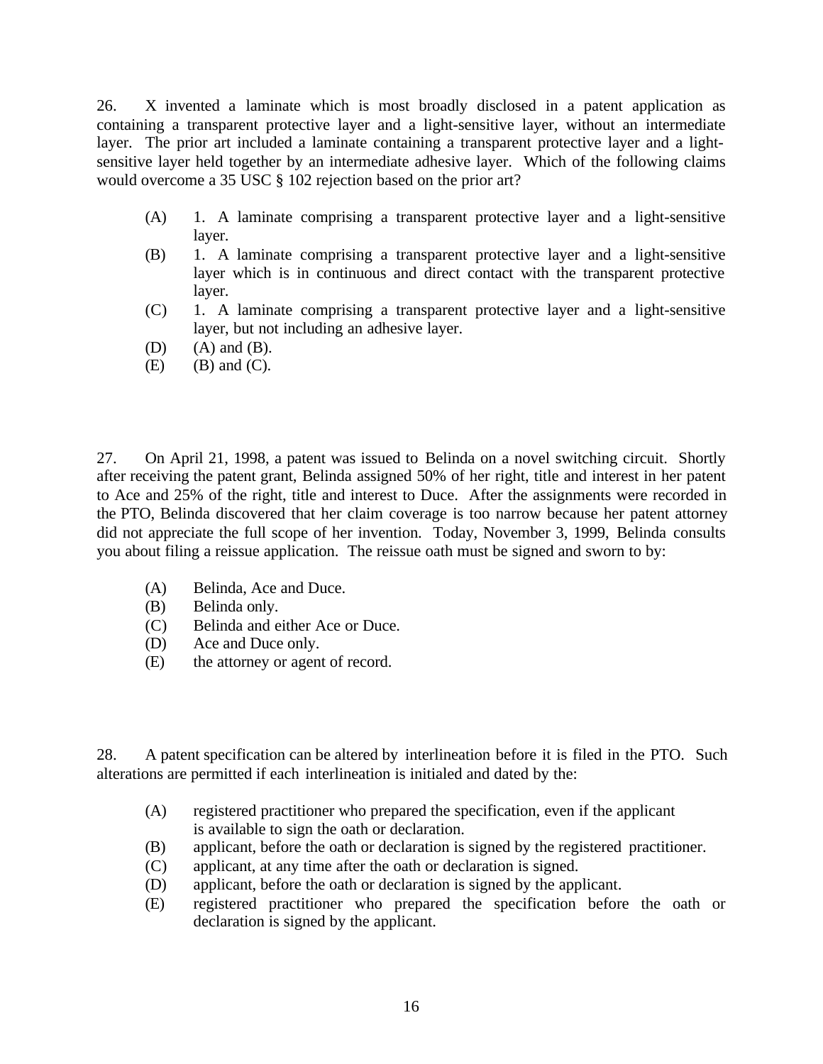26. X invented a laminate which is most broadly disclosed in a patent application as containing a transparent protective layer and a light-sensitive layer, without an intermediate layer. The prior art included a laminate containing a transparent protective layer and a light-sensitive layer held together by an intermediate adhesive layer. Which of the following claims would overcome a 35 USC § 102 rejection based on the prior art?

(A) 1. A laminate comprising a transparent protective layer and a light-sensitive layer.

(B) 1. A laminate comprising a transparent protective layer and a light-sensitive layer which is in continuous and direct contact with the transparent protective layer.

(C) 1. A laminate comprising a transparent protective layer and a light-sensitive layer, but not including an adhesive layer.

(D) (A) and (B).

(E) (B) and (C).

27. On April 21, 1998, a patent was issued to Belinda on a novel switching circuit. Shortly after receiving the patent grant, Belinda assigned 50% of her right, title and interest in her patent to Ace and 25% of the right, title and interest to Duce. After the assignments were recorded in the PTO, Belinda discovered that her claim coverage is too narrow because her patent attorney did not appreciate the full scope of her invention. Today, November 3, 1999, Belinda consults you about filing a reissue application. The reissue oath must be signed and sworn to by:

(A) Belinda, Ace and Duce.

(B) Belinda only.

(C) Belinda and either Ace or Duce.

(D) Ace and Duce only.

(E) the attorney or agent of record.

28. A patent specification can be altered by interlineation before it is filed in the PTO. Such alterations are permitted if each interlineation is initialed and dated by the:

(A) registered practitioner who prepared the specification, even if the applicant is available to sign the oath or declaration.

(B) applicant, before the oath or declaration is signed by the registered practitioner.

(C) applicant, at any time after the oath or declaration is signed.

(D) applicant, before the oath or declaration is signed by the applicant.

(E) registered practitioner who prepared the specification before the oath or declaration is signed by the applicant.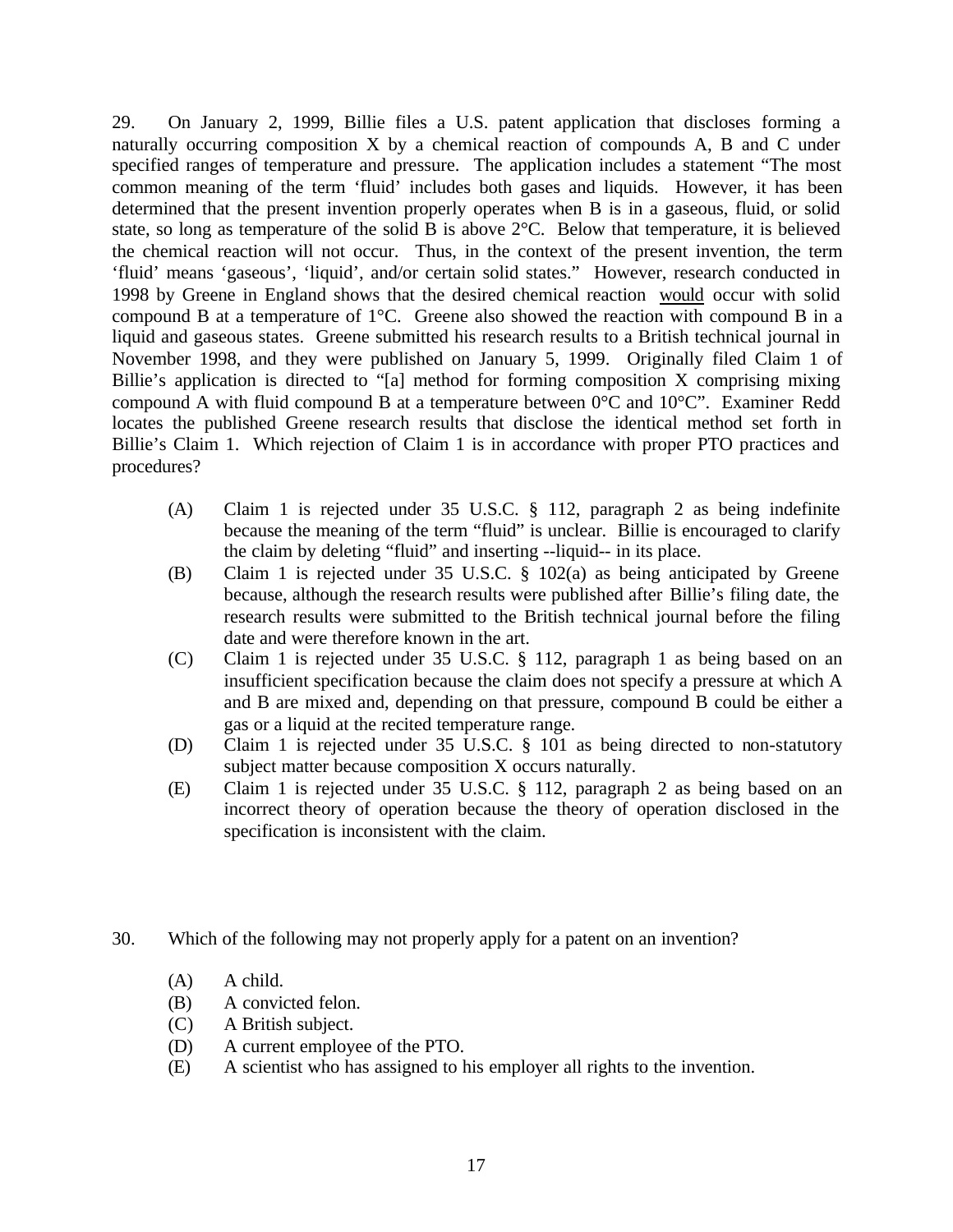29. On January 2, 1999, Billie files a U.S. patent application that discloses forming a naturally occurring composition X by a chemical reaction of compounds A, B and C under specified ranges of temperature and pressure. The application includes a statement "The most common meaning of the term 'fluid' includes both gases and liquids. However, it has been determined that the present invention properly operates when B is in a gaseous, fluid, or solid state, so long as temperature of the solid B is above 2°C. Below that temperature, it is believed the chemical reaction will not occur. Thus, in the context of the present invention, the term 'fluid' means 'gaseous', 'liquid', and/or certain solid states." However, research conducted in 1998 by Greene in England shows that the desired chemical reaction <u>would</u> occur with solid compound B at a temperature of 1°C. Greene also showed the reaction with compound B in a liquid and gaseous states. Greene submitted his research results to a British technical journal in November 1998, and they were published on January 5, 1999. Originally filed Claim 1 of Billie's application is directed to "[a] method for forming composition X comprising mixing compound A with fluid compound B at a temperature between 0°C and 10°C". Examiner Redd locates the published Greene research results that disclose the identical method set forth in Billie's Claim 1. Which rejection of Claim 1 is in accordance with proper PTO practices and procedures?

- (A) Claim 1 is rejected under 35 U.S.C. § 112, paragraph 2 as being indefinite because the meaning of the term "fluid" is unclear. Billie is encouraged to clarify the claim by deleting "fluid" and inserting --liquid-- in its place.
- (B) Claim 1 is rejected under 35 U.S.C. § 102(a) as being anticipated by Greene because, although the research results were published after Billie's filing date, the research results were submitted to the British technical journal before the filing date and were therefore known in the art.
- (C) Claim 1 is rejected under 35 U.S.C. § 112, paragraph 1 as being based on an insufficient specification because the claim does not specify a pressure at which A and B are mixed and, depending on that pressure, compound B could be either a gas or a liquid at the recited temperature range.
- (D) Claim 1 is rejected under 35 U.S.C. § 101 as being directed to non-statutory subject matter because composition X occurs naturally.
- (E) Claim 1 is rejected under 35 U.S.C. § 112, paragraph 2 as being based on an incorrect theory of operation because the theory of operation disclosed in the specification is inconsistent with the claim.

30. Which of the following may not properly apply for a patent on an invention?

- (A) A child.
- (B) A convicted felon.
- (C) A British subject.
- (D) A current employee of the PTO.
- (E) A scientist who has assigned to his employer all rights to the invention.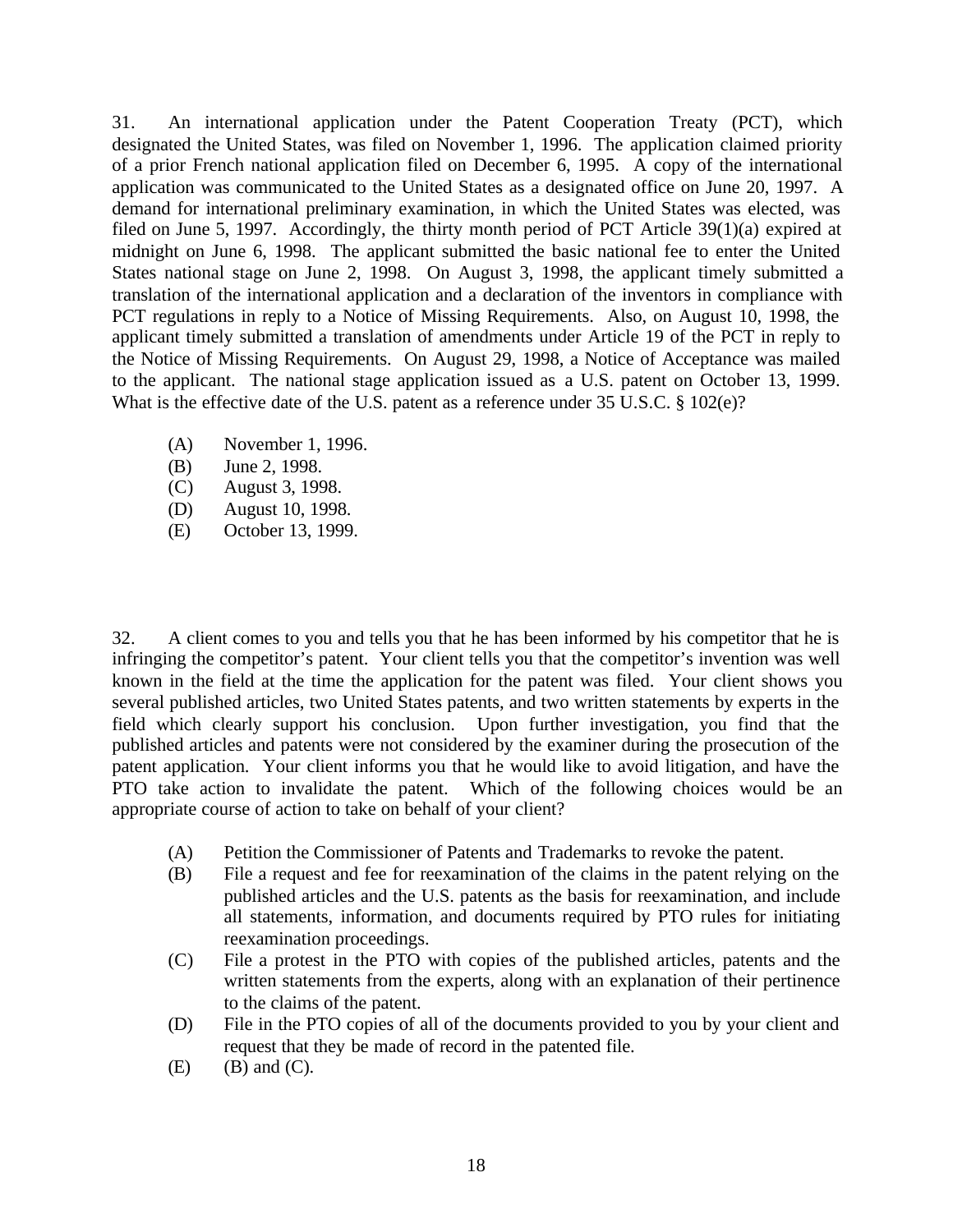31. An international application under the Patent Cooperation Treaty (PCT), which designated the United States, was filed on November 1, 1996. The application claimed priority of a prior French national application filed on December 6, 1995. A copy of the international application was communicated to the United States as a designated office on June 20, 1997. A demand for international preliminary examination, in which the United States was elected, was filed on June 5, 1997. Accordingly, the thirty month period of PCT Article 39(1)(a) expired at midnight on June 6, 1998. The applicant submitted the basic national fee to enter the United States national stage on June 2, 1998. On August 3, 1998, the applicant timely submitted a translation of the international application and a declaration of the inventors in compliance with PCT regulations in reply to a Notice of Missing Requirements. Also, on August 10, 1998, the applicant timely submitted a translation of amendments under Article 19 of the PCT in reply to the Notice of Missing Requirements. On August 29, 1998, a Notice of Acceptance was mailed to the applicant. The national stage application issued as a U.S. patent on October 13, 1999. What is the effective date of the U.S. patent as a reference under 35 U.S.C. § 102(e)?

(A) November 1, 1996.
(B) June 2, 1998.
(C) August 3, 1998.
(D) August 10, 1998.
(E) October 13, 1999.

32. A client comes to you and tells you that he has been informed by his competitor that he is infringing the competitor's patent. Your client tells you that the competitor's invention was well known in the field at the time the application for the patent was filed. Your client shows you several published articles, two United States patents, and two written statements by experts in the field which clearly support his conclusion. Upon further investigation, you find that the published articles and patents were not considered by the examiner during the prosecution of the patent application. Your client informs you that he would like to avoid litigation, and have the PTO take action to invalidate the patent. Which of the following choices would be an appropriate course of action to take on behalf of your client?

(A) Petition the Commissioner of Patents and Trademarks to revoke the patent.
(B) File a request and fee for reexamination of the claims in the patent relying on the published articles and the U.S. patents as the basis for reexamination, and include all statements, information, and documents required by PTO rules for initiating reexamination proceedings.
(C) File a protest in the PTO with copies of the published articles, patents and the written statements from the experts, along with an explanation of their pertinence to the claims of the patent.
(D) File in the PTO copies of all of the documents provided to you by your client and request that they be made of record in the patented file.
(E) (B) and (C).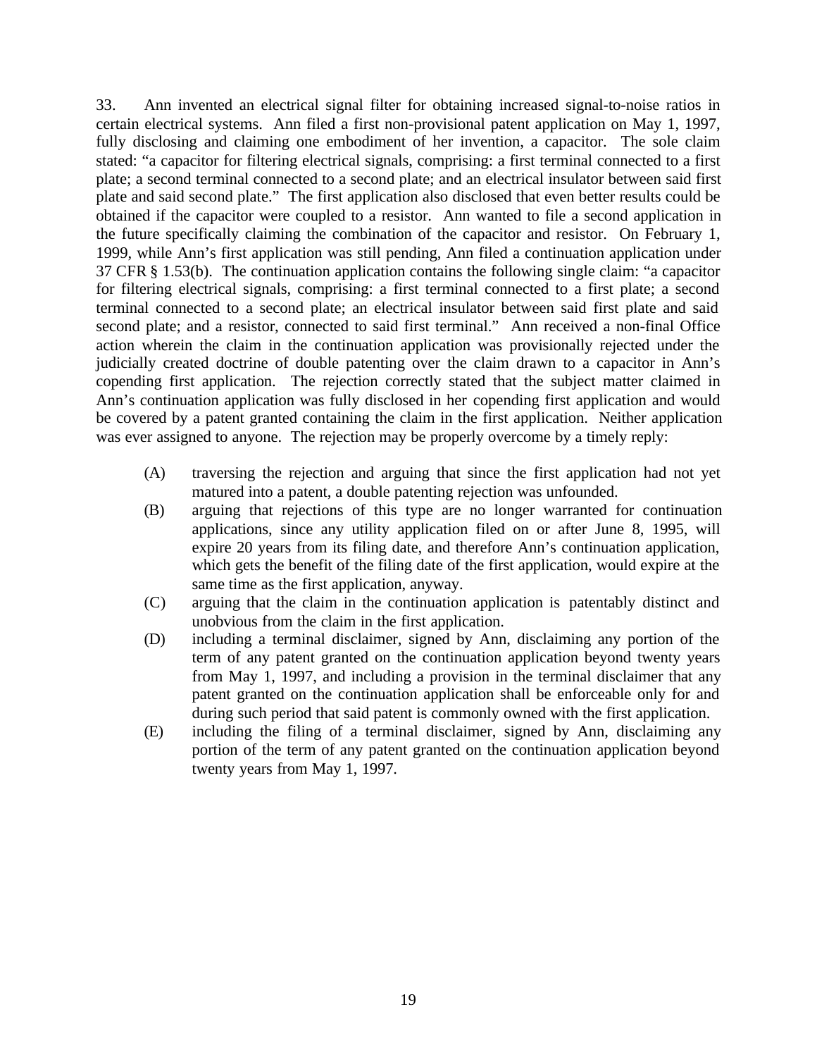33. Ann invented an electrical signal filter for obtaining increased signal-to-noise ratios in certain electrical systems. Ann filed a first non-provisional patent application on May 1, 1997, fully disclosing and claiming one embodiment of her invention, a capacitor. The sole claim stated: "a capacitor for filtering electrical signals, comprising: a first terminal connected to a first plate; a second terminal connected to a second plate; and an electrical insulator between said first plate and said second plate." The first application also disclosed that even better results could be obtained if the capacitor were coupled to a resistor. Ann wanted to file a second application in the future specifically claiming the combination of the capacitor and resistor. On February 1, 1999, while Ann's first application was still pending, Ann filed a continuation application under 37 CFR § 1.53(b). The continuation application contains the following single claim: "a capacitor for filtering electrical signals, comprising: a first terminal connected to a first plate; a second terminal connected to a second plate; an electrical insulator between said first plate and said second plate; and a resistor, connected to said first terminal." Ann received a non-final Office action wherein the claim in the continuation application was provisionally rejected under the judicially created doctrine of double patenting over the claim drawn to a capacitor in Ann's copending first application. The rejection correctly stated that the subject matter claimed in Ann's continuation application was fully disclosed in her copending first application and would be covered by a patent granted containing the claim in the first application. Neither application was ever assigned to anyone. The rejection may be properly overcome by a timely reply:

(A) traversing the rejection and arguing that since the first application had not yet matured into a patent, a double patenting rejection was unfounded.

(B) arguing that rejections of this type are no longer warranted for continuation applications, since any utility application filed on or after June 8, 1995, will expire 20 years from its filing date, and therefore Ann's continuation application, which gets the benefit of the filing date of the first application, would expire at the same time as the first application, anyway.

(C) arguing that the claim in the continuation application is patentably distinct and unobvious from the claim in the first application.

(D) including a terminal disclaimer, signed by Ann, disclaiming any portion of the term of any patent granted on the continuation application beyond twenty years from May 1, 1997, and including a provision in the terminal disclaimer that any patent granted on the continuation application shall be enforceable only for and during such period that said patent is commonly owned with the first application.

(E) including the filing of a terminal disclaimer, signed by Ann, disclaiming any portion of the term of any patent granted on the continuation application beyond twenty years from May 1, 1997.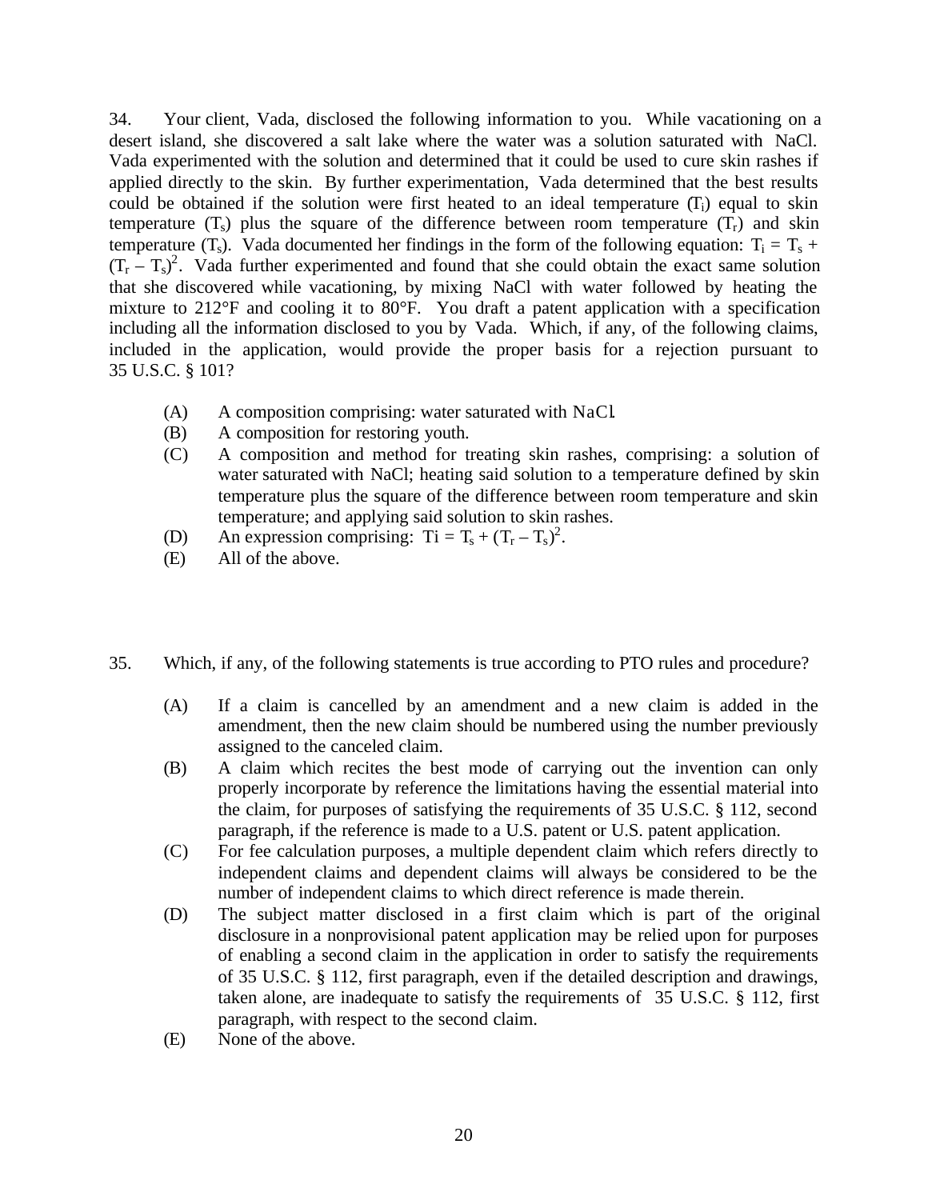34. Your client, Vada, disclosed the following information to you. While vacationing on a desert island, she discovered a salt lake where the water was a solution saturated with NaCl. Vada experimented with the solution and determined that it could be used to cure skin rashes if applied directly to the skin. By further experimentation, Vada determined that the best results could be obtained if the solution were first heated to an ideal temperature ($T_i$) equal to skin temperature ($T_s$) plus the square of the difference between room temperature ($T_r$) and skin temperature ($T_s$). Vada documented her findings in the form of the following equation: $T_i = T_s + (T_r - T_s)^2$. Vada further experimented and found that she could obtain the exact same solution that she discovered while vacationing, by mixing NaCl with water followed by heating the mixture to 212°F and cooling it to 80°F. You draft a patent application with a specification including all the information disclosed to you by Vada. Which, if any, of the following claims, included in the application, would provide the proper basis for a rejection pursuant to 35 U.S.C. § 101?

(A) A composition comprising: water saturated with NaCl.
(B) A composition for restoring youth.
(C) A composition and method for treating skin rashes, comprising: a solution of water saturated with NaCl; heating said solution to a temperature defined by skin temperature plus the square of the difference between room temperature and skin temperature; and applying said solution to skin rashes.
(D) An expression comprising: $Ti = T_s + (T_r - T_s)^2$.
(E) All of the above.

35. Which, if any, of the following statements is true according to PTO rules and procedure?

(A) If a claim is cancelled by an amendment and a new claim is added in the amendment, then the new claim should be numbered using the number previously assigned to the canceled claim.
(B) A claim which recites the best mode of carrying out the invention can only properly incorporate by reference the limitations having the essential material into the claim, for purposes of satisfying the requirements of 35 U.S.C. § 112, second paragraph, if the reference is made to a U.S. patent or U.S. patent application.
(C) For fee calculation purposes, a multiple dependent claim which refers directly to independent claims and dependent claims will always be considered to be the number of independent claims to which direct reference is made therein.
(D) The subject matter disclosed in a first claim which is part of the original disclosure in a nonprovisional patent application may be relied upon for purposes of enabling a second claim in the application in order to satisfy the requirements of 35 U.S.C. § 112, first paragraph, even if the detailed description and drawings, taken alone, are inadequate to satisfy the requirements of 35 U.S.C. § 112, first paragraph, with respect to the second claim.
(E) None of the above.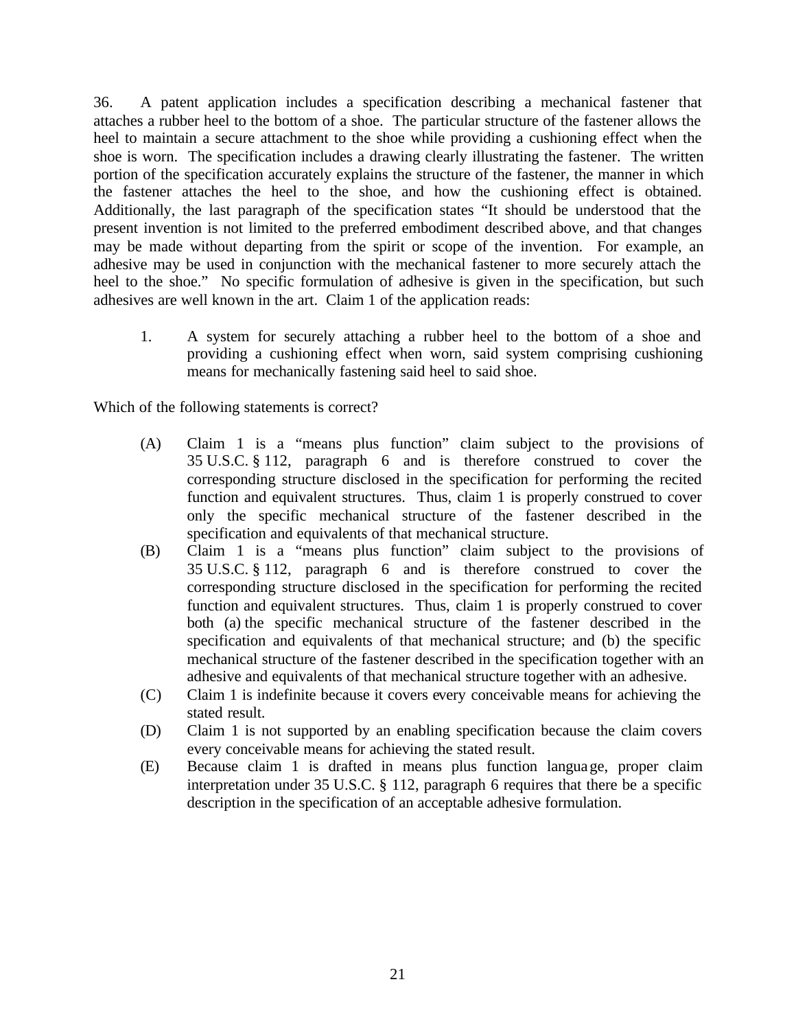36. A patent application includes a specification describing a mechanical fastener that attaches a rubber heel to the bottom of a shoe. The particular structure of the fastener allows the heel to maintain a secure attachment to the shoe while providing a cushioning effect when the shoe is worn. The specification includes a drawing clearly illustrating the fastener. The written portion of the specification accurately explains the structure of the fastener, the manner in which the fastener attaches the heel to the shoe, and how the cushioning effect is obtained. Additionally, the last paragraph of the specification states "It should be understood that the present invention is not limited to the preferred embodiment described above, and that changes may be made without departing from the spirit or scope of the invention. For example, an adhesive may be used in conjunction with the mechanical fastener to more securely attach the heel to the shoe." No specific formulation of adhesive is given in the specification, but such adhesives are well known in the art. Claim 1 of the application reads:

> 1. A system for securely attaching a rubber heel to the bottom of a shoe and providing a cushioning effect when worn, said system comprising cushioning means for mechanically fastening said heel to said shoe.

Which of the following statements is correct?

(A) Claim 1 is a "means plus function" claim subject to the provisions of 35 U.S.C. § 112, paragraph 6 and is therefore construed to cover the corresponding structure disclosed in the specification for performing the recited function and equivalent structures. Thus, claim 1 is properly construed to cover only the specific mechanical structure of the fastener described in the specification and equivalents of that mechanical structure.

(B) Claim 1 is a "means plus function" claim subject to the provisions of 35 U.S.C. § 112, paragraph 6 and is therefore construed to cover the corresponding structure disclosed in the specification for performing the recited function and equivalent structures. Thus, claim 1 is properly construed to cover both (a) the specific mechanical structure of the fastener described in the specification and equivalents of that mechanical structure; and (b) the specific mechanical structure of the fastener described in the specification together with an adhesive and equivalents of that mechanical structure together with an adhesive.

(C) Claim 1 is indefinite because it covers every conceivable means for achieving the stated result.

(D) Claim 1 is not supported by an enabling specification because the claim covers every conceivable means for achieving the stated result.

(E) Because claim 1 is drafted in means plus function language, proper claim interpretation under 35 U.S.C. § 112, paragraph 6 requires that there be a specific description in the specification of an acceptable adhesive formulation.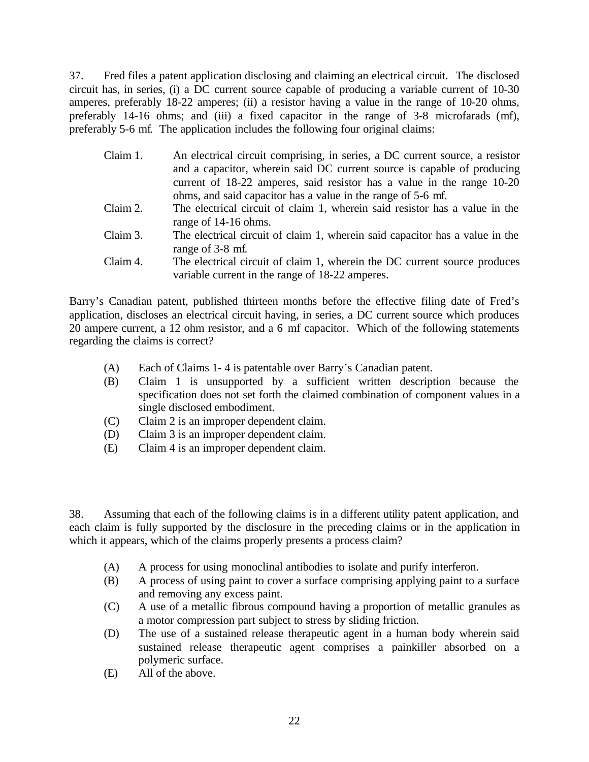37. Fred files a patent application disclosing and claiming an electrical circuit. The disclosed circuit has, in series, (i) a DC current source capable of producing a variable current of 10-30 amperes, preferably 18-22 amperes; (ii) a resistor having a value in the range of 10-20 ohms, preferably 14-16 ohms; and (iii) a fixed capacitor in the range of 3-8 microfarads (mf), preferably 5-6 mf. The application includes the following four original claims:

Claim 1. An electrical circuit comprising, in series, a DC current source, a resistor and a capacitor, wherein said DC current source is capable of producing current of 18-22 amperes, said resistor has a value in the range 10-20 ohms, and said capacitor has a value in the range of 5-6 mf.

Claim 2. The electrical circuit of claim 1, wherein said resistor has a value in the range of 14-16 ohms.

Claim 3. The electrical circuit of claim 1, wherein said capacitor has a value in the range of 3-8 mf.

Claim 4. The electrical circuit of claim 1, wherein the DC current source produces variable current in the range of 18-22 amperes.

Barry's Canadian patent, published thirteen months before the effective filing date of Fred's application, discloses an electrical circuit having, in series, a DC current source which produces 20 ampere current, a 12 ohm resistor, and a 6 mf capacitor. Which of the following statements regarding the claims is correct?

(A) Each of Claims 1- 4 is patentable over Barry's Canadian patent.
(B) Claim 1 is unsupported by a sufficient written description because the specification does not set forth the claimed combination of component values in a single disclosed embodiment.
(C) Claim 2 is an improper dependent claim.
(D) Claim 3 is an improper dependent claim.
(E) Claim 4 is an improper dependent claim.

38. Assuming that each of the following claims is in a different utility patent application, and each claim is fully supported by the disclosure in the preceding claims or in the application in which it appears, which of the claims properly presents a process claim?

(A) A process for using monoclinal antibodies to isolate and purify interferon.
(B) A process of using paint to cover a surface comprising applying paint to a surface and removing any excess paint.
(C) A use of a metallic fibrous compound having a proportion of metallic granules as a motor compression part subject to stress by sliding friction.
(D) The use of a sustained release therapeutic agent in a human body wherein said sustained release therapeutic agent comprises a painkiller absorbed on a polymeric surface.
(E) All of the above.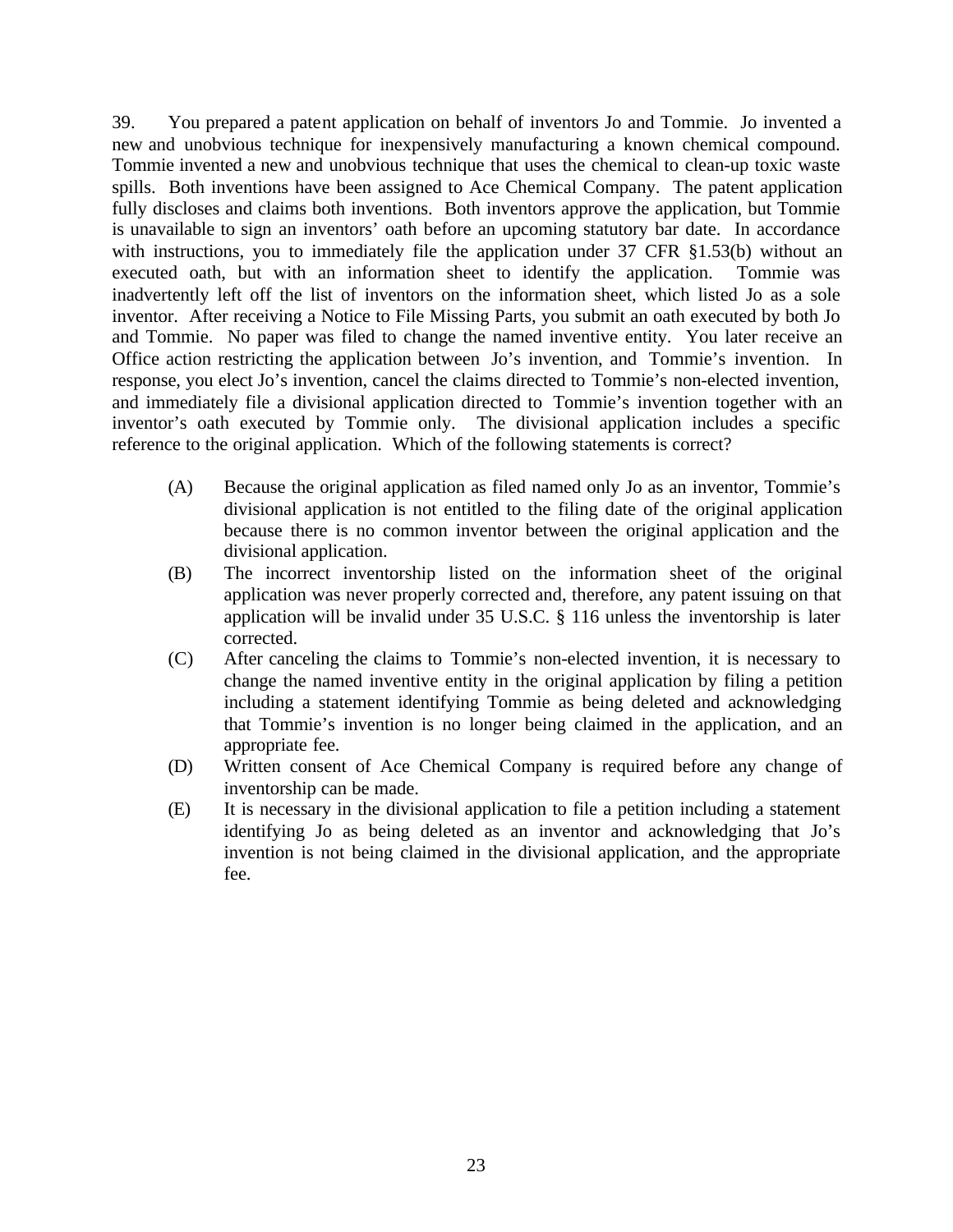39. You prepared a patent application on behalf of inventors Jo and Tommie. Jo invented a new and unobvious technique for inexpensively manufacturing a known chemical compound. Tommie invented a new and unobvious technique that uses the chemical to clean-up toxic waste spills. Both inventions have been assigned to Ace Chemical Company. The patent application fully discloses and claims both inventions. Both inventors approve the application, but Tommie is unavailable to sign an inventors' oath before an upcoming statutory bar date. In accordance with instructions, you to immediately file the application under 37 CFR §1.53(b) without an executed oath, but with an information sheet to identify the application. Tommie was inadvertently left off the list of inventors on the information sheet, which listed Jo as a sole inventor. After receiving a Notice to File Missing Parts, you submit an oath executed by both Jo and Tommie. No paper was filed to change the named inventive entity. You later receive an Office action restricting the application between Jo's invention, and Tommie's invention. In response, you elect Jo's invention, cancel the claims directed to Tommie's non-elected invention, and immediately file a divisional application directed to Tommie's invention together with an inventor's oath executed by Tommie only. The divisional application includes a specific reference to the original application. Which of the following statements is correct?

(A) Because the original application as filed named only Jo as an inventor, Tommie's divisional application is not entitled to the filing date of the original application because there is no common inventor between the original application and the divisional application.

(B) The incorrect inventorship listed on the information sheet of the original application was never properly corrected and, therefore, any patent issuing on that application will be invalid under 35 U.S.C. § 116 unless the inventorship is later corrected.

(C) After canceling the claims to Tommie's non-elected invention, it is necessary to change the named inventive entity in the original application by filing a petition including a statement identifying Tommie as being deleted and acknowledging that Tommie's invention is no longer being claimed in the application, and an appropriate fee.

(D) Written consent of Ace Chemical Company is required before any change of inventorship can be made.

(E) It is necessary in the divisional application to file a petition including a statement identifying Jo as being deleted as an inventor and acknowledging that Jo's invention is not being claimed in the divisional application, and the appropriate fee.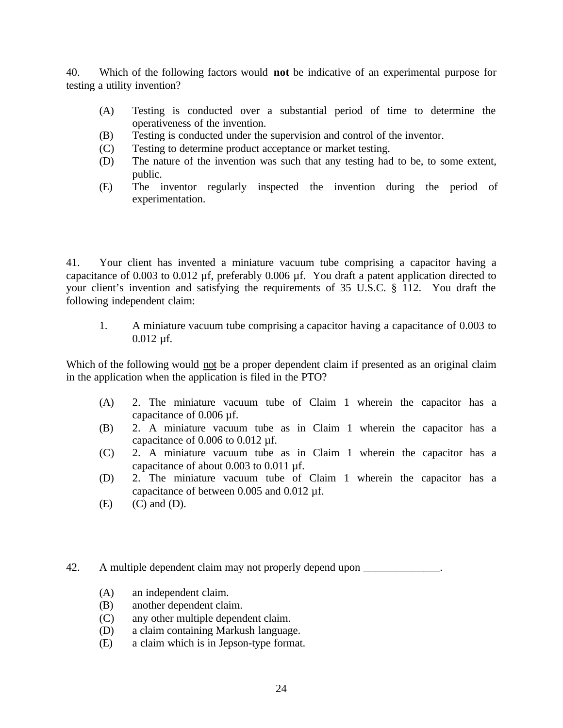40. Which of the following factors would **not** be indicative of an experimental purpose for testing a utility invention?

(A) Testing is conducted over a substantial period of time to determine the operativeness of the invention.
(B) Testing is conducted under the supervision and control of the inventor.
(C) Testing to determine product acceptance or market testing.
(D) The nature of the invention was such that any testing had to be, to some extent, public.
(E) The inventor regularly inspected the invention during the period of experimentation.

41. Your client has invented a miniature vacuum tube comprising a capacitor having a capacitance of 0.003 to 0.012 µf, preferably 0.006 µf. You draft a patent application directed to your client's invention and satisfying the requirements of 35 U.S.C. § 112. You draft the following independent claim:

1. A miniature vacuum tube comprising a capacitor having a capacitance of 0.003 to 0.012 µf.

Which of the following would not be a proper dependent claim if presented as an original claim in the application when the application is filed in the PTO?

(A) 2. The miniature vacuum tube of Claim 1 wherein the capacitor has a capacitance of 0.006 µf.
(B) 2. A miniature vacuum tube as in Claim 1 wherein the capacitor has a capacitance of 0.006 to 0.012 µf.
(C) 2. A miniature vacuum tube as in Claim 1 wherein the capacitor has a capacitance of about 0.003 to 0.011 µf.
(D) 2. The miniature vacuum tube of Claim 1 wherein the capacitor has a capacitance of between 0.005 and 0.012 µf.
(E) (C) and (D).

42. A multiple dependent claim may not properly depend upon ______________.

(A) an independent claim.
(B) another dependent claim.
(C) any other multiple dependent claim.
(D) a claim containing Markush language.
(E) a claim which is in Jepson-type format.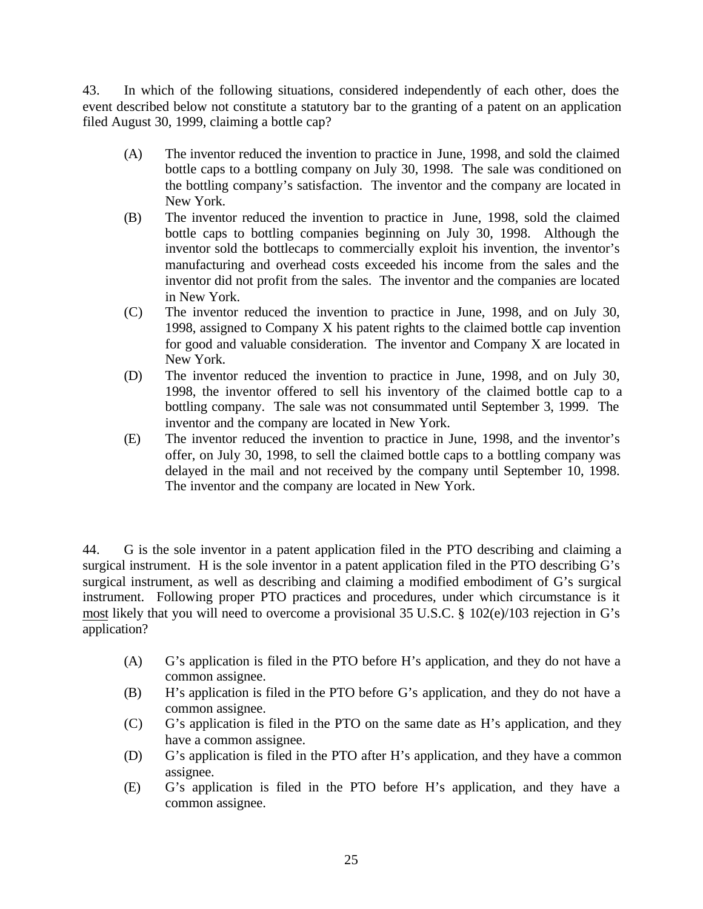43. In which of the following situations, considered independently of each other, does the event described below not constitute a statutory bar to the granting of a patent on an application filed August 30, 1999, claiming a bottle cap?

(A) The inventor reduced the invention to practice in June, 1998, and sold the claimed bottle caps to a bottling company on July 30, 1998. The sale was conditioned on the bottling company's satisfaction. The inventor and the company are located in New York.

(B) The inventor reduced the invention to practice in June, 1998, sold the claimed bottle caps to bottling companies beginning on July 30, 1998. Although the inventor sold the bottlecaps to commercially exploit his invention, the inventor's manufacturing and overhead costs exceeded his income from the sales and the inventor did not profit from the sales. The inventor and the companies are located in New York.

(C) The inventor reduced the invention to practice in June, 1998, and on July 30, 1998, assigned to Company X his patent rights to the claimed bottle cap invention for good and valuable consideration. The inventor and Company X are located in New York.

(D) The inventor reduced the invention to practice in June, 1998, and on July 30, 1998, the inventor offered to sell his inventory of the claimed bottle cap to a bottling company. The sale was not consummated until September 3, 1999. The inventor and the company are located in New York.

(E) The inventor reduced the invention to practice in June, 1998, and the inventor's offer, on July 30, 1998, to sell the claimed bottle caps to a bottling company was delayed in the mail and not received by the company until September 10, 1998. The inventor and the company are located in New York.

44. G is the sole inventor in a patent application filed in the PTO describing and claiming a surgical instrument. H is the sole inventor in a patent application filed in the PTO describing G's surgical instrument, as well as describing and claiming a modified embodiment of G's surgical instrument. Following proper PTO practices and procedures, under which circumstance is it most likely that you will need to overcome a provisional 35 U.S.C. § 102(e)/103 rejection in G's application?

(A) G's application is filed in the PTO before H's application, and they do not have a common assignee.

(B) H's application is filed in the PTO before G's application, and they do not have a common assignee.

(C) G's application is filed in the PTO on the same date as H's application, and they have a common assignee.

(D) G's application is filed in the PTO after H's application, and they have a common assignee.

(E) G's application is filed in the PTO before H's application, and they have a common assignee.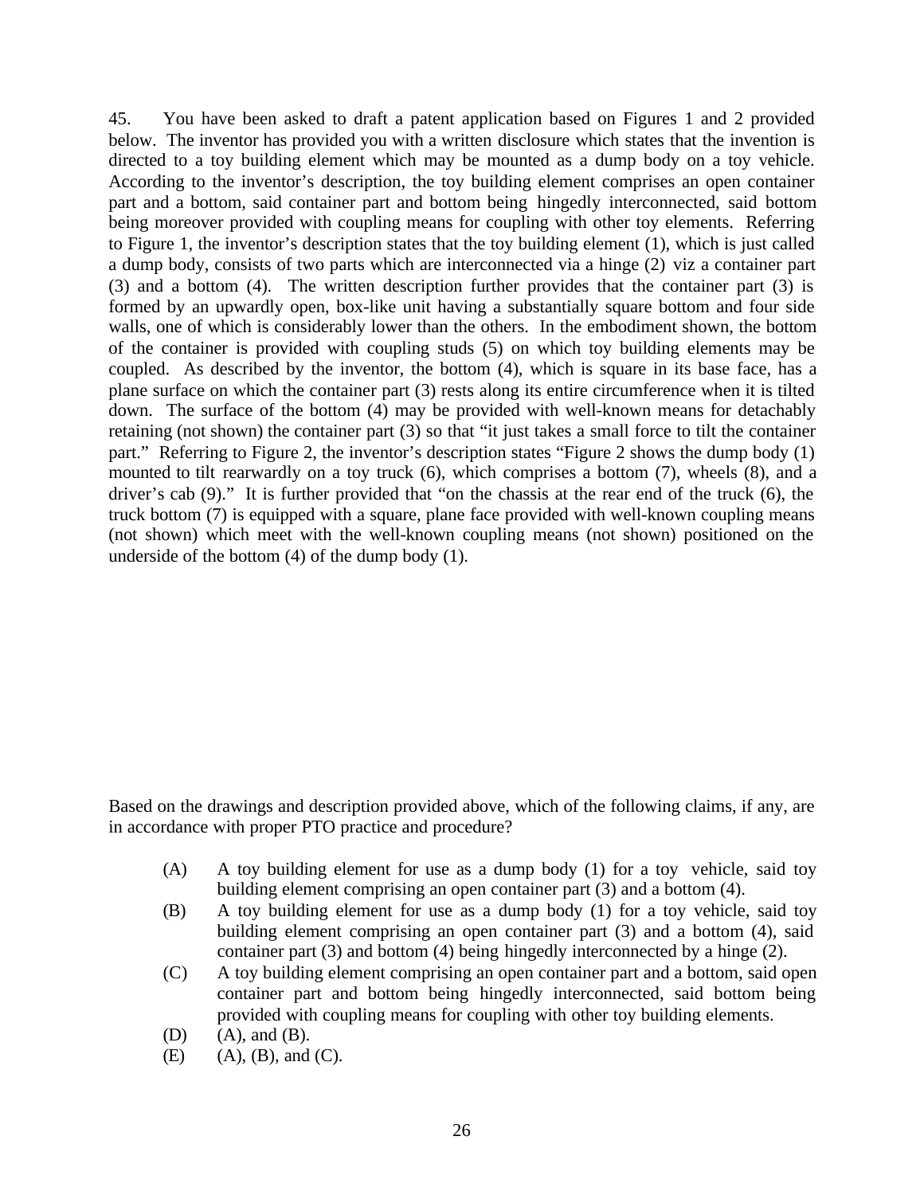45. You have been asked to draft a patent application based on Figures 1 and 2 provided below. The inventor has provided you with a written disclosure which states that the invention is directed to a toy building element which may be mounted as a dump body on a toy vehicle. According to the inventor's description, the toy building element comprises an open container part and a bottom, said container part and bottom being hingedly interconnected, said bottom being moreover provided with coupling means for coupling with other toy elements. Referring to Figure 1, the inventor's description states that the toy building element (1), which is just called a dump body, consists of two parts which are interconnected via a hinge (2) viz a container part (3) and a bottom (4). The written description further provides that the container part (3) is formed by an upwardly open, box-like unit having a substantially square bottom and four side walls, one of which is considerably lower than the others. In the embodiment shown, the bottom of the container is provided with coupling studs (5) on which toy building elements may be coupled. As described by the inventor, the bottom (4), which is square in its base face, has a plane surface on which the container part (3) rests along its entire circumference when it is tilted down. The surface of the bottom (4) may be provided with well-known means for detachably retaining (not shown) the container part (3) so that "it just takes a small force to tilt the container part." Referring to Figure 2, the inventor's description states "Figure 2 shows the dump body (1) mounted to tilt rearwardly on a toy truck (6), which comprises a bottom (7), wheels (8), and a driver's cab (9)." It is further provided that "on the chassis at the rear end of the truck (6), the truck bottom (7) is equipped with a square, plane face provided with well-known coupling means (not shown) which meet with the well-known coupling means (not shown) positioned on the underside of the bottom (4) of the dump body (1).

Based on the drawings and description provided above, which of the following claims, if any, are in accordance with proper PTO practice and procedure?

(A) A toy building element for use as a dump body (1) for a toy vehicle, said toy building element comprising an open container part (3) and a bottom (4).

(B) A toy building element for use as a dump body (1) for a toy vehicle, said toy building element comprising an open container part (3) and a bottom (4), said container part (3) and bottom (4) being hingedly interconnected by a hinge (2).

(C) A toy building element comprising an open container part and a bottom, said open container part and bottom being hingedly interconnected, said bottom being provided with coupling means for coupling with other toy building elements.

(D) (A), and (B).

(E) (A), (B), and (C).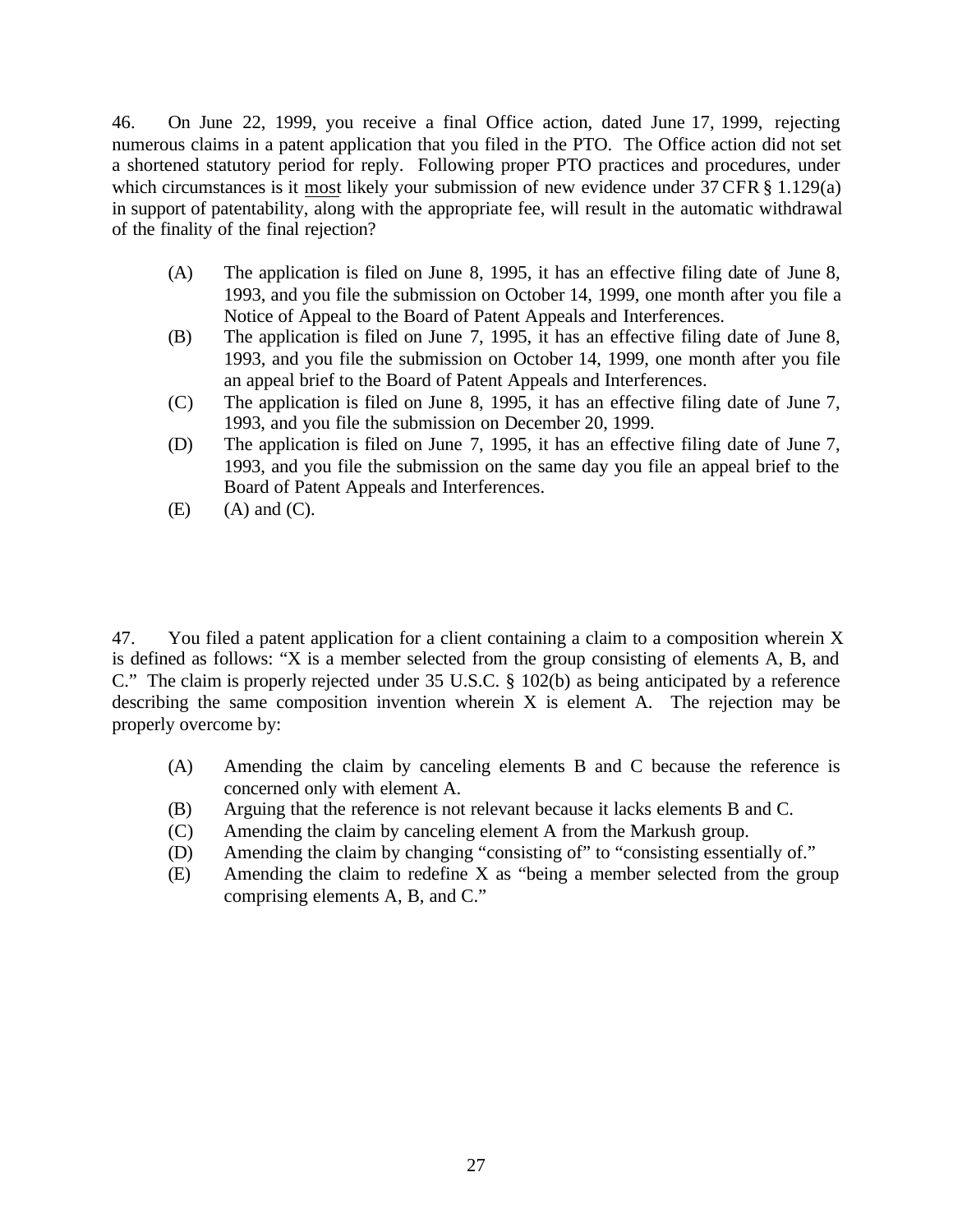46. On June 22, 1999, you receive a final Office action, dated June 17, 1999, rejecting numerous claims in a patent application that you filed in the PTO. The Office action did not set a shortened statutory period for reply. Following proper PTO practices and procedures, under which circumstances is it most likely your submission of new evidence under 37 CFR § 1.129(a) in support of patentability, along with the appropriate fee, will result in the automatic withdrawal of the finality of the final rejection?

- (A) The application is filed on June 8, 1995, it has an effective filing date of June 8, 1993, and you file the submission on October 14, 1999, one month after you file a Notice of Appeal to the Board of Patent Appeals and Interferences.
- (B) The application is filed on June 7, 1995, it has an effective filing date of June 8, 1993, and you file the submission on October 14, 1999, one month after you file an appeal brief to the Board of Patent Appeals and Interferences.
- (C) The application is filed on June 8, 1995, it has an effective filing date of June 7, 1993, and you file the submission on December 20, 1999.
- (D) The application is filed on June 7, 1995, it has an effective filing date of June 7, 1993, and you file the submission on the same day you file an appeal brief to the Board of Patent Appeals and Interferences.
- (E) (A) and (C).

47. You filed a patent application for a client containing a claim to a composition wherein X is defined as follows: "X is a member selected from the group consisting of elements A, B, and C." The claim is properly rejected under 35 U.S.C. § 102(b) as being anticipated by a reference describing the same composition invention wherein X is element A. The rejection may be properly overcome by:

- (A) Amending the claim by canceling elements B and C because the reference is concerned only with element A.
- (B) Arguing that the reference is not relevant because it lacks elements B and C.
- (C) Amending the claim by canceling element A from the Markush group.
- (D) Amending the claim by changing "consisting of" to "consisting essentially of."
- (E) Amending the claim to redefine X as "being a member selected from the group comprising elements A, B, and C."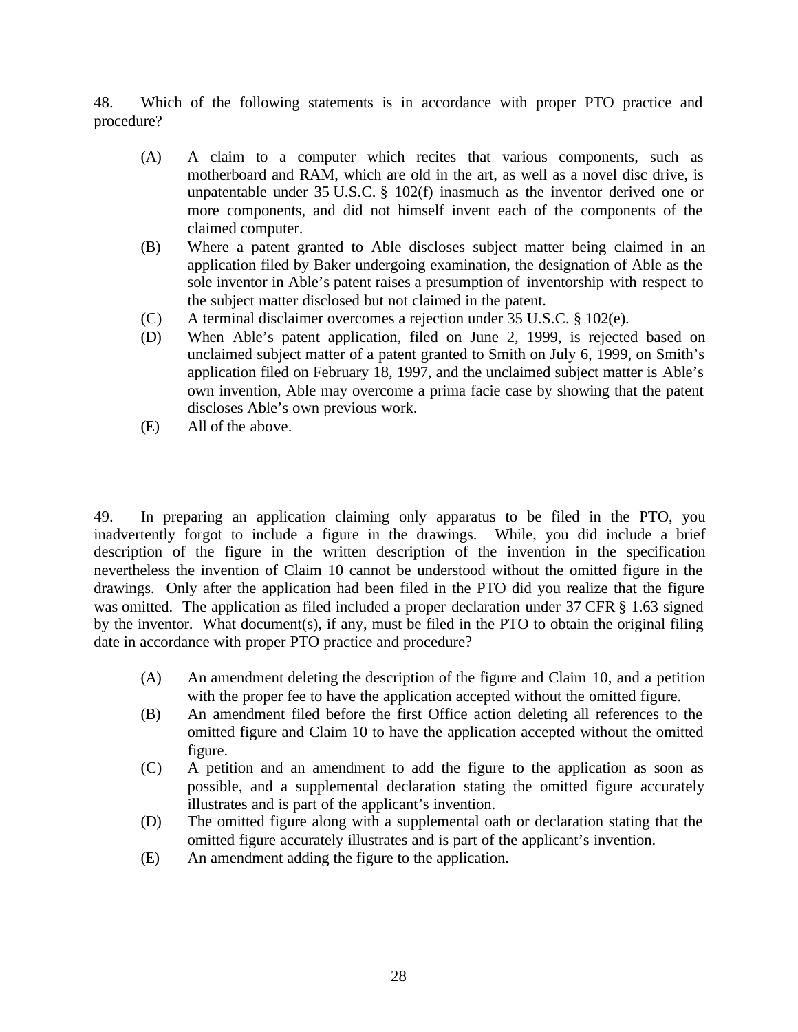48. Which of the following statements is in accordance with proper PTO practice and procedure?

- (A) A claim to a computer which recites that various components, such as motherboard and RAM, which are old in the art, as well as a novel disc drive, is unpatentable under 35 U.S.C. § 102(f) inasmuch as the inventor derived one or more components, and did not himself invent each of the components of the claimed computer.
- (B) Where a patent granted to Able discloses subject matter being claimed in an application filed by Baker undergoing examination, the designation of Able as the sole inventor in Able's patent raises a presumption of inventorship with respect to the subject matter disclosed but not claimed in the patent.
- (C) A terminal disclaimer overcomes a rejection under 35 U.S.C. § 102(e).
- (D) When Able's patent application, filed on June 2, 1999, is rejected based on unclaimed subject matter of a patent granted to Smith on July 6, 1999, on Smith's application filed on February 18, 1997, and the unclaimed subject matter is Able's own invention, Able may overcome a prima facie case by showing that the patent discloses Able's own previous work.
- (E) All of the above.

49. In preparing an application claiming only apparatus to be filed in the PTO, you inadvertently forgot to include a figure in the drawings. While, you did include a brief description of the figure in the written description of the invention in the specification nevertheless the invention of Claim 10 cannot be understood without the omitted figure in the drawings. Only after the application had been filed in the PTO did you realize that the figure was omitted. The application as filed included a proper declaration under 37 CFR § 1.63 signed by the inventor. What document(s), if any, must be filed in the PTO to obtain the original filing date in accordance with proper PTO practice and procedure?

- (A) An amendment deleting the description of the figure and Claim 10, and a petition with the proper fee to have the application accepted without the omitted figure.
- (B) An amendment filed before the first Office action deleting all references to the omitted figure and Claim 10 to have the application accepted without the omitted figure.
- (C) A petition and an amendment to add the figure to the application as soon as possible, and a supplemental declaration stating the omitted figure accurately illustrates and is part of the applicant's invention.
- (D) The omitted figure along with a supplemental oath or declaration stating that the omitted figure accurately illustrates and is part of the applicant's invention.
- (E) An amendment adding the figure to the application.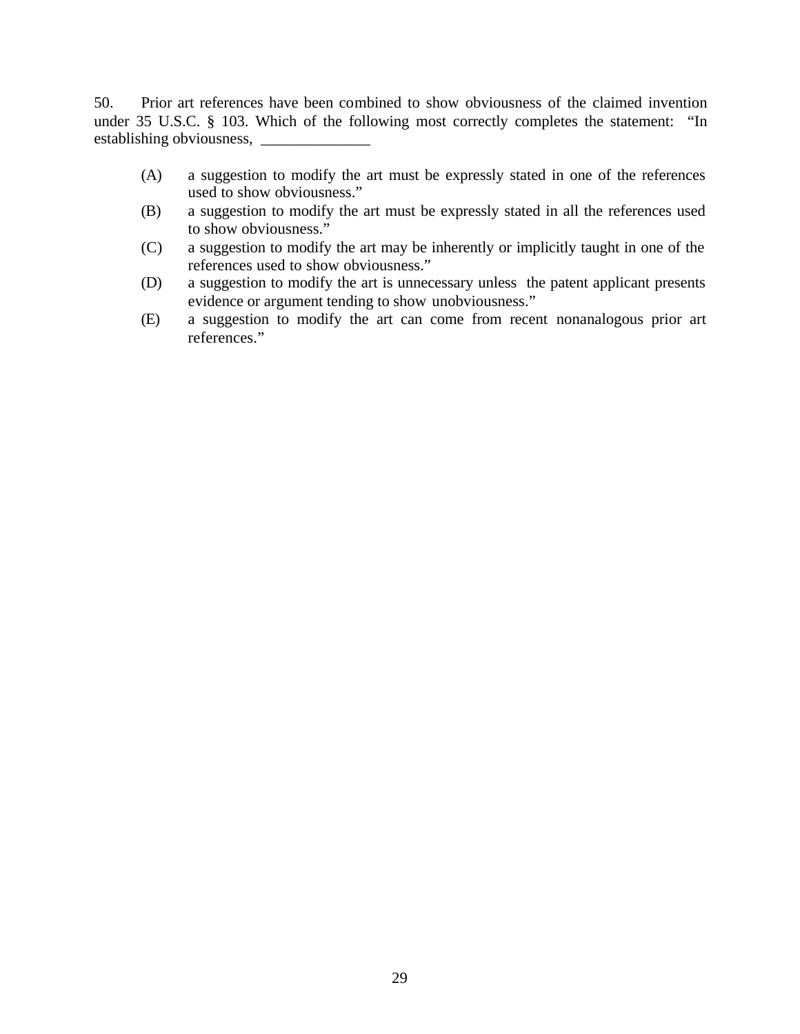50. Prior art references have been combined to show obviousness of the claimed invention under 35 U.S.C. § 103. Which of the following most correctly completes the statement: "In establishing obviousness, ______________

(A) a suggestion to modify the art must be expressly stated in one of the references used to show obviousness."

(B) a suggestion to modify the art must be expressly stated in all the references used to show obviousness."

(C) a suggestion to modify the art may be inherently or implicitly taught in one of the references used to show obviousness."

(D) a suggestion to modify the art is unnecessary unless the patent applicant presents evidence or argument tending to show unobviousness."

(E) a suggestion to modify the art can come from recent nonanalogous prior art references."